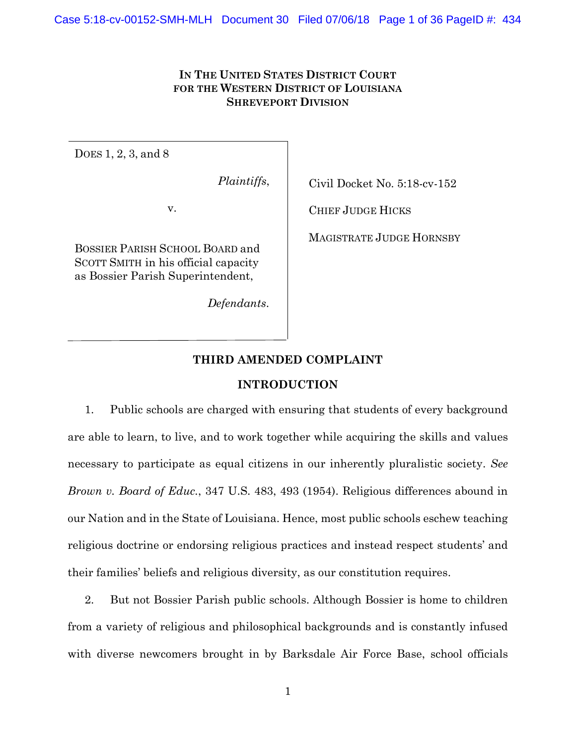**IN THE UNITED STATES DISTRICT COURT**
**FOR THE WESTERN DISTRICT OF LOUISIANA**
**SHREVEPORT DIVISION**

| | |
|---|---|
| DOES 1, 2, 3, and 8<br><br>*Plaintiffs*,<br><br>v.<br><br>BOSSIER PARISH SCHOOL BOARD and SCOTT SMITH in his official capacity as Bossier Parish Superintendent,<br><br>*Defendants*. | Civil Docket No. 5:18-cv-152<br><br>CHIEF JUDGE HICKS<br><br>MAGISTRATE JUDGE HORNSBY |

## THIRD AMENDED COMPLAINT

## INTRODUCTION

1. Public schools are charged with ensuring that students of every background are able to learn, to live, and to work together while acquiring the skills and values necessary to participate as equal citizens in our inherently pluralistic society. *See Brown v. Board of Educ.*, 347 U.S. 483, 493 (1954). Religious differences abound in our Nation and in the State of Louisiana. Hence, most public schools eschew teaching religious doctrine or endorsing religious practices and instead respect students' and their families' beliefs and religious diversity, as our constitution requires.

2. But not Bossier Parish public schools. Although Bossier is home to children from a variety of religious and philosophical backgrounds and is constantly infused with diverse newcomers brought in by Barksdale Air Force Base, school officials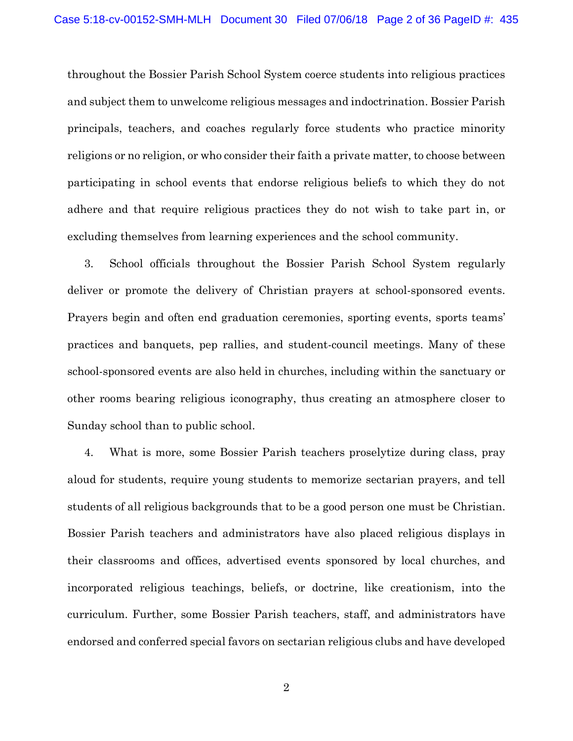throughout the Bossier Parish School System coerce students into religious practices and subject them to unwelcome religious messages and indoctrination. Bossier Parish principals, teachers, and coaches regularly force students who practice minority religions or no religion, or who consider their faith a private matter, to choose between participating in school events that endorse religious beliefs to which they do not adhere and that require religious practices they do not wish to take part in, or excluding themselves from learning experiences and the school community.

3. School officials throughout the Bossier Parish School System regularly deliver or promote the delivery of Christian prayers at school-sponsored events. Prayers begin and often end graduation ceremonies, sporting events, sports teams' practices and banquets, pep rallies, and student-council meetings. Many of these school-sponsored events are also held in churches, including within the sanctuary or other rooms bearing religious iconography, thus creating an atmosphere closer to Sunday school than to public school.

4. What is more, some Bossier Parish teachers proselytize during class, pray aloud for students, require young students to memorize sectarian prayers, and tell students of all religious backgrounds that to be a good person one must be Christian. Bossier Parish teachers and administrators have also placed religious displays in their classrooms and offices, advertised events sponsored by local churches, and incorporated religious teachings, beliefs, or doctrine, like creationism, into the curriculum. Further, some Bossier Parish teachers, staff, and administrators have endorsed and conferred special favors on sectarian religious clubs and have developed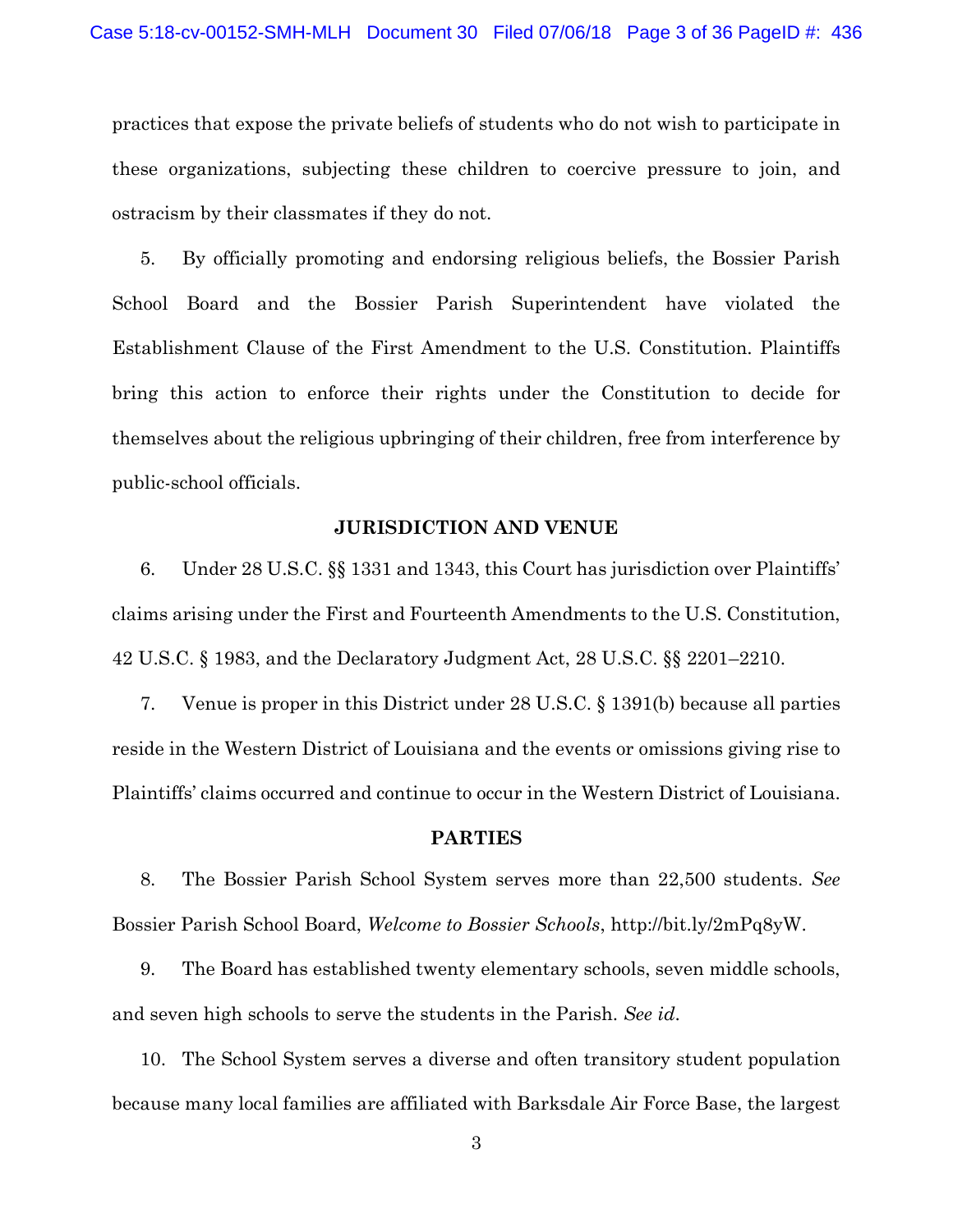practices that expose the private beliefs of students who do not wish to participate in these organizations, subjecting these children to coercive pressure to join, and ostracism by their classmates if they do not.

5. By officially promoting and endorsing religious beliefs, the Bossier Parish School Board and the Bossier Parish Superintendent have violated the Establishment Clause of the First Amendment to the U.S. Constitution. Plaintiffs bring this action to enforce their rights under the Constitution to decide for themselves about the religious upbringing of their children, free from interference by public-school officials.

## JURISDICTION AND VENUE

6. Under 28 U.S.C. §§ 1331 and 1343, this Court has jurisdiction over Plaintiffs' claims arising under the First and Fourteenth Amendments to the U.S. Constitution, 42 U.S.C. § 1983, and the Declaratory Judgment Act, 28 U.S.C. §§ 2201–2210.

7. Venue is proper in this District under 28 U.S.C. § 1391(b) because all parties reside in the Western District of Louisiana and the events or omissions giving rise to Plaintiffs' claims occurred and continue to occur in the Western District of Louisiana.

## PARTIES

8. The Bossier Parish School System serves more than 22,500 students. *See* Bossier Parish School Board, *Welcome to Bossier Schools*, http://bit.ly/2mPq8yW.

9. The Board has established twenty elementary schools, seven middle schools, and seven high schools to serve the students in the Parish. *See id.*

10. The School System serves a diverse and often transitory student population because many local families are affiliated with Barksdale Air Force Base, the largest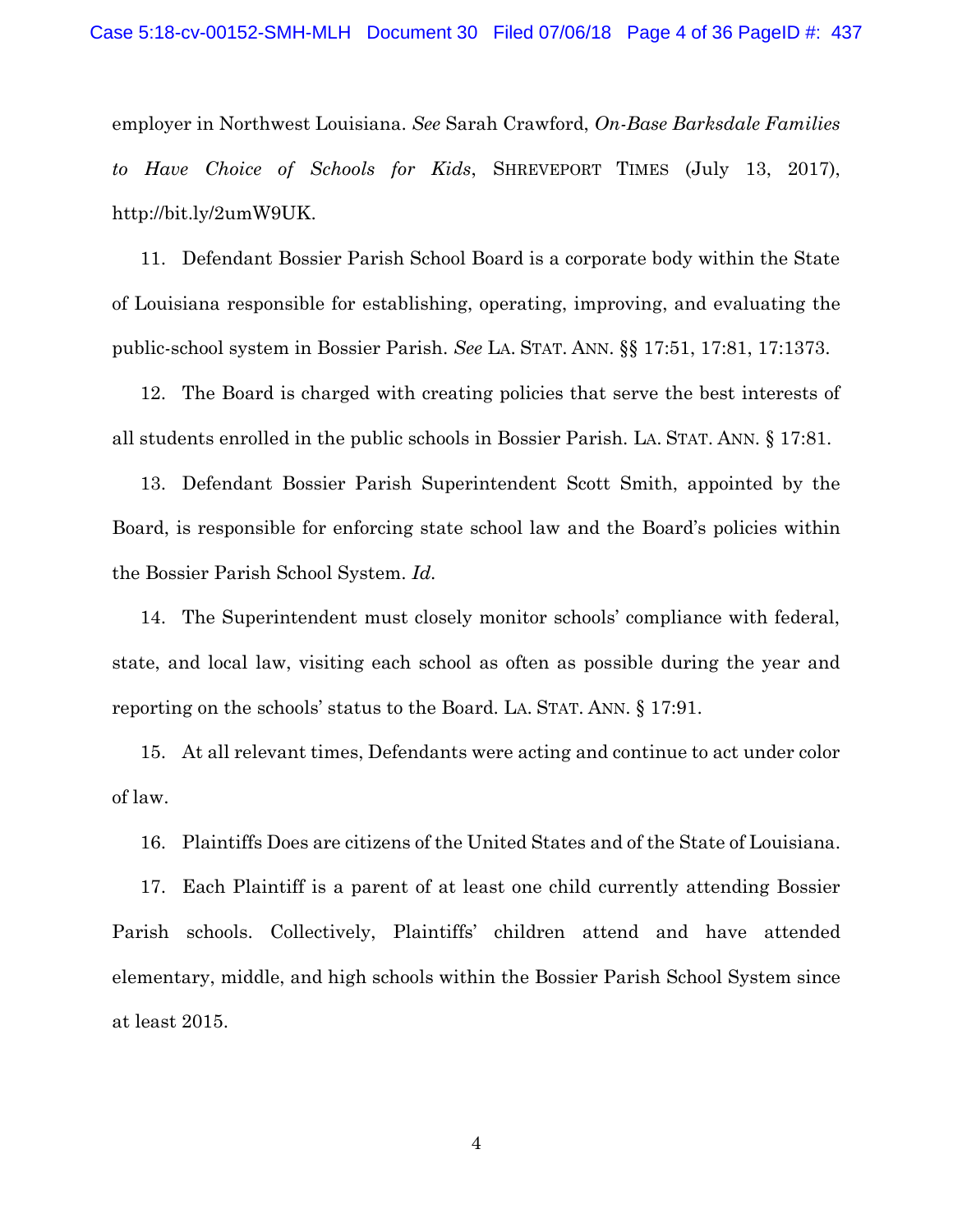employer in Northwest Louisiana. *See* Sarah Crawford, *On-Base Barksdale Families to Have Choice of Schools for Kids*, SHREVEPORT TIMES (July 13, 2017), http://bit.ly/2umW9UK.

11. Defendant Bossier Parish School Board is a corporate body within the State of Louisiana responsible for establishing, operating, improving, and evaluating the public-school system in Bossier Parish. *See* LA. STAT. ANN. §§ 17:51, 17:81, 17:1373.

12. The Board is charged with creating policies that serve the best interests of all students enrolled in the public schools in Bossier Parish. LA. STAT. ANN. § 17:81.

13. Defendant Bossier Parish Superintendent Scott Smith, appointed by the Board, is responsible for enforcing state school law and the Board's policies within the Bossier Parish School System. *Id.*

14. The Superintendent must closely monitor schools' compliance with federal, state, and local law, visiting each school as often as possible during the year and reporting on the schools' status to the Board. LA. STAT. ANN. § 17:91.

15. At all relevant times, Defendants were acting and continue to act under color of law.

16. Plaintiffs Does are citizens of the United States and of the State of Louisiana.

17. Each Plaintiff is a parent of at least one child currently attending Bossier Parish schools. Collectively, Plaintiffs' children attend and have attended elementary, middle, and high schools within the Bossier Parish School System since at least 2015.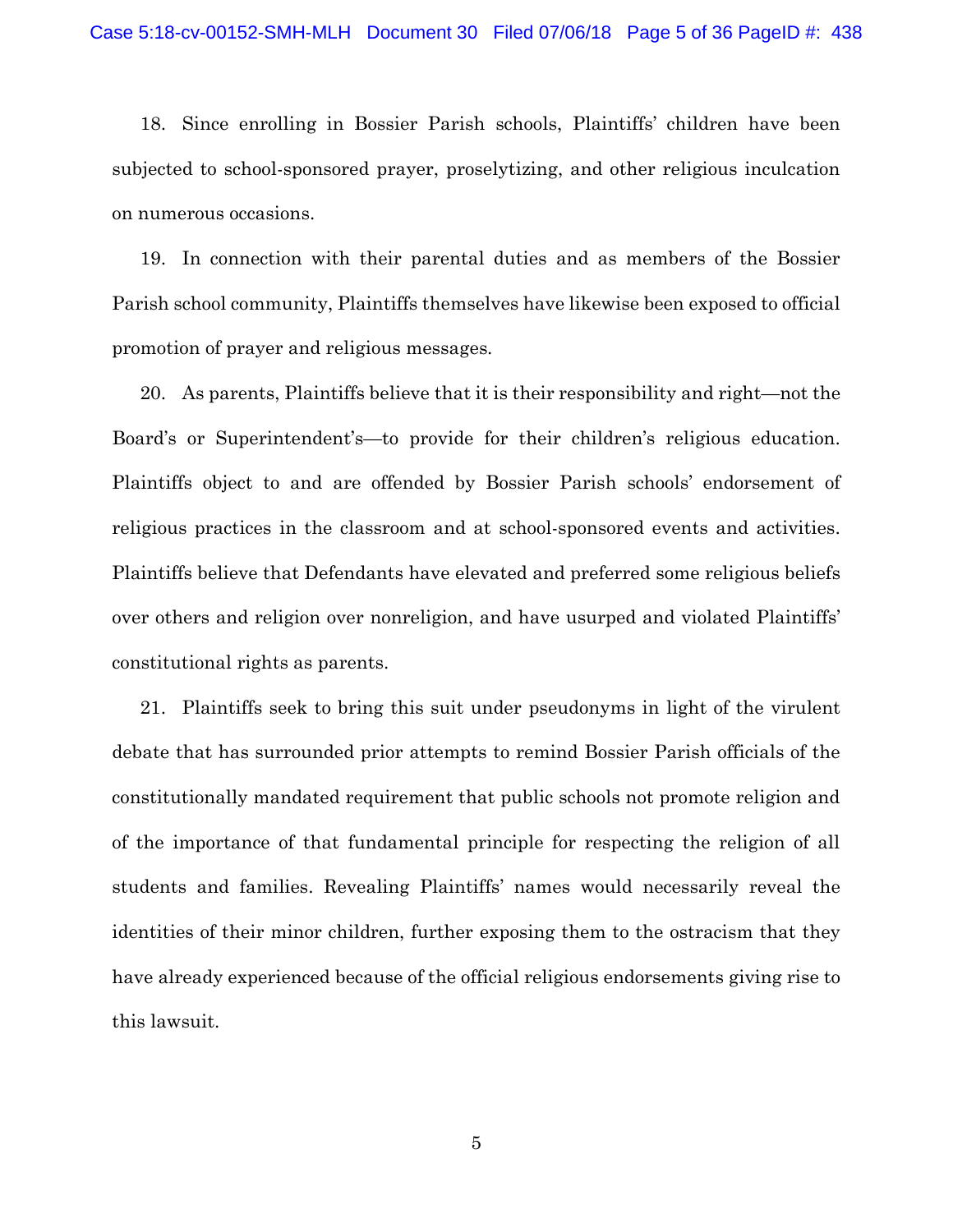18. Since enrolling in Bossier Parish schools, Plaintiffs' children have been subjected to school-sponsored prayer, proselytizing, and other religious inculcation on numerous occasions.

19. In connection with their parental duties and as members of the Bossier Parish school community, Plaintiffs themselves have likewise been exposed to official promotion of prayer and religious messages.

20. As parents, Plaintiffs believe that it is their responsibility and right—not the Board's or Superintendent's—to provide for their children's religious education. Plaintiffs object to and are offended by Bossier Parish schools' endorsement of religious practices in the classroom and at school-sponsored events and activities. Plaintiffs believe that Defendants have elevated and preferred some religious beliefs over others and religion over nonreligion, and have usurped and violated Plaintiffs' constitutional rights as parents.

21. Plaintiffs seek to bring this suit under pseudonyms in light of the virulent debate that has surrounded prior attempts to remind Bossier Parish officials of the constitutionally mandated requirement that public schools not promote religion and of the importance of that fundamental principle for respecting the religion of all students and families. Revealing Plaintiffs' names would necessarily reveal the identities of their minor children, further exposing them to the ostracism that they have already experienced because of the official religious endorsements giving rise to this lawsuit.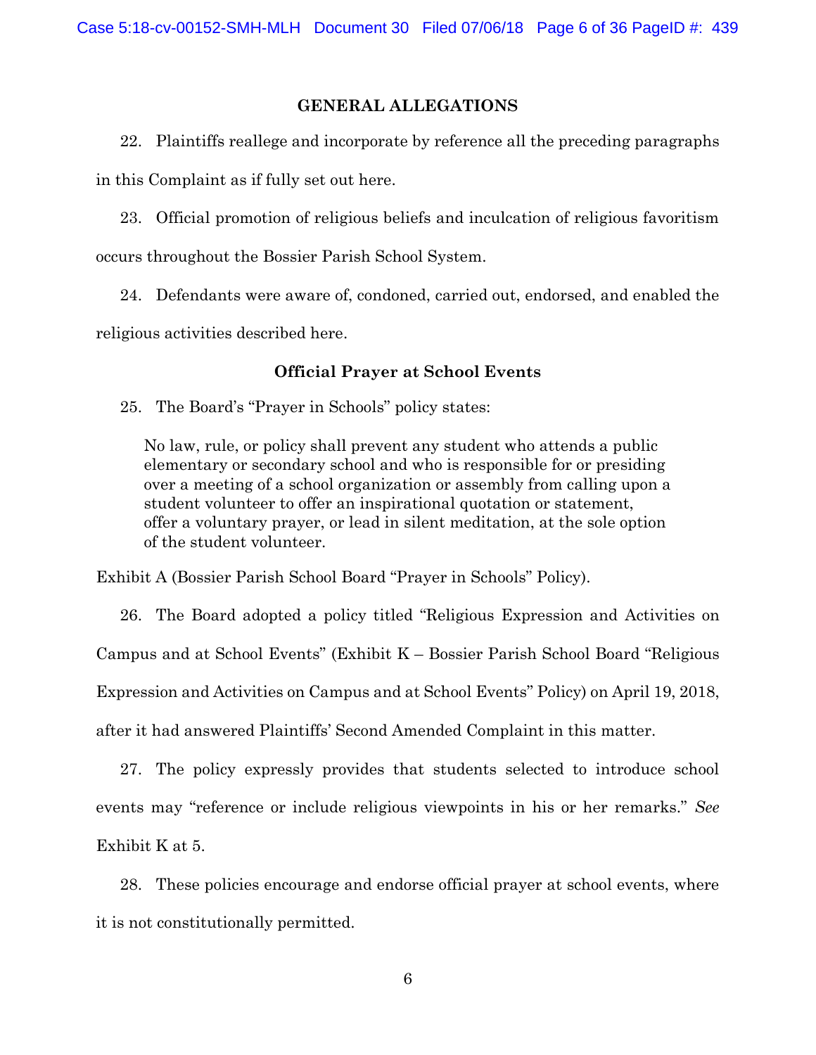## GENERAL ALLEGATIONS

22. Plaintiffs reallege and incorporate by reference all the preceding paragraphs in this Complaint as if fully set out here.

23. Official promotion of religious beliefs and inculcation of religious favoritism occurs throughout the Bossier Parish School System.

24. Defendants were aware of, condoned, carried out, endorsed, and enabled the religious activities described here.

### Official Prayer at School Events

25. The Board's "Prayer in Schools" policy states:

> No law, rule, or policy shall prevent any student who attends a public elementary or secondary school and who is responsible for or presiding over a meeting of a school organization or assembly from calling upon a student volunteer to offer an inspirational quotation or statement, offer a voluntary prayer, or lead in silent meditation, at the sole option of the student volunteer.

Exhibit A (Bossier Parish School Board "Prayer in Schools" Policy).

26. The Board adopted a policy titled "Religious Expression and Activities on Campus and at School Events" (Exhibit K – Bossier Parish School Board "Religious Expression and Activities on Campus and at School Events" Policy) on April 19, 2018, after it had answered Plaintiffs' Second Amended Complaint in this matter.

27. The policy expressly provides that students selected to introduce school events may "reference or include religious viewpoints in his or her remarks." *See* Exhibit K at 5.

28. These policies encourage and endorse official prayer at school events, where it is not constitutionally permitted.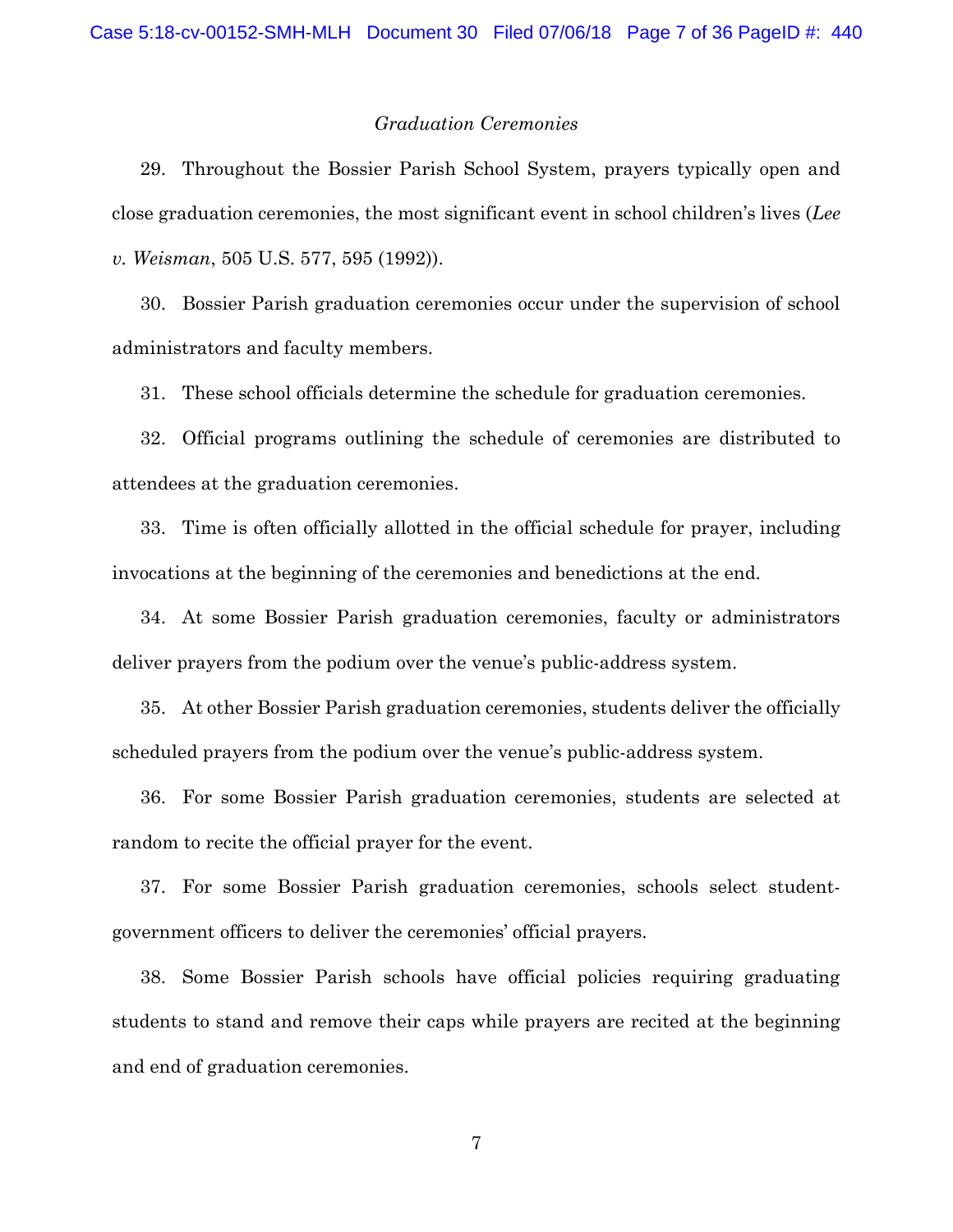### *Graduation Ceremonies*

29. Throughout the Bossier Parish School System, prayers typically open and close graduation ceremonies, the most significant event in school children's lives (*Lee v. Weisman*, 505 U.S. 577, 595 (1992)).

30. Bossier Parish graduation ceremonies occur under the supervision of school administrators and faculty members.

31. These school officials determine the schedule for graduation ceremonies.

32. Official programs outlining the schedule of ceremonies are distributed to attendees at the graduation ceremonies.

33. Time is often officially allotted in the official schedule for prayer, including invocations at the beginning of the ceremonies and benedictions at the end.

34. At some Bossier Parish graduation ceremonies, faculty or administrators deliver prayers from the podium over the venue's public-address system.

35. At other Bossier Parish graduation ceremonies, students deliver the officially scheduled prayers from the podium over the venue's public-address system.

36. For some Bossier Parish graduation ceremonies, students are selected at random to recite the official prayer for the event.

37. For some Bossier Parish graduation ceremonies, schools select student-government officers to deliver the ceremonies' official prayers.

38. Some Bossier Parish schools have official policies requiring graduating students to stand and remove their caps while prayers are recited at the beginning and end of graduation ceremonies.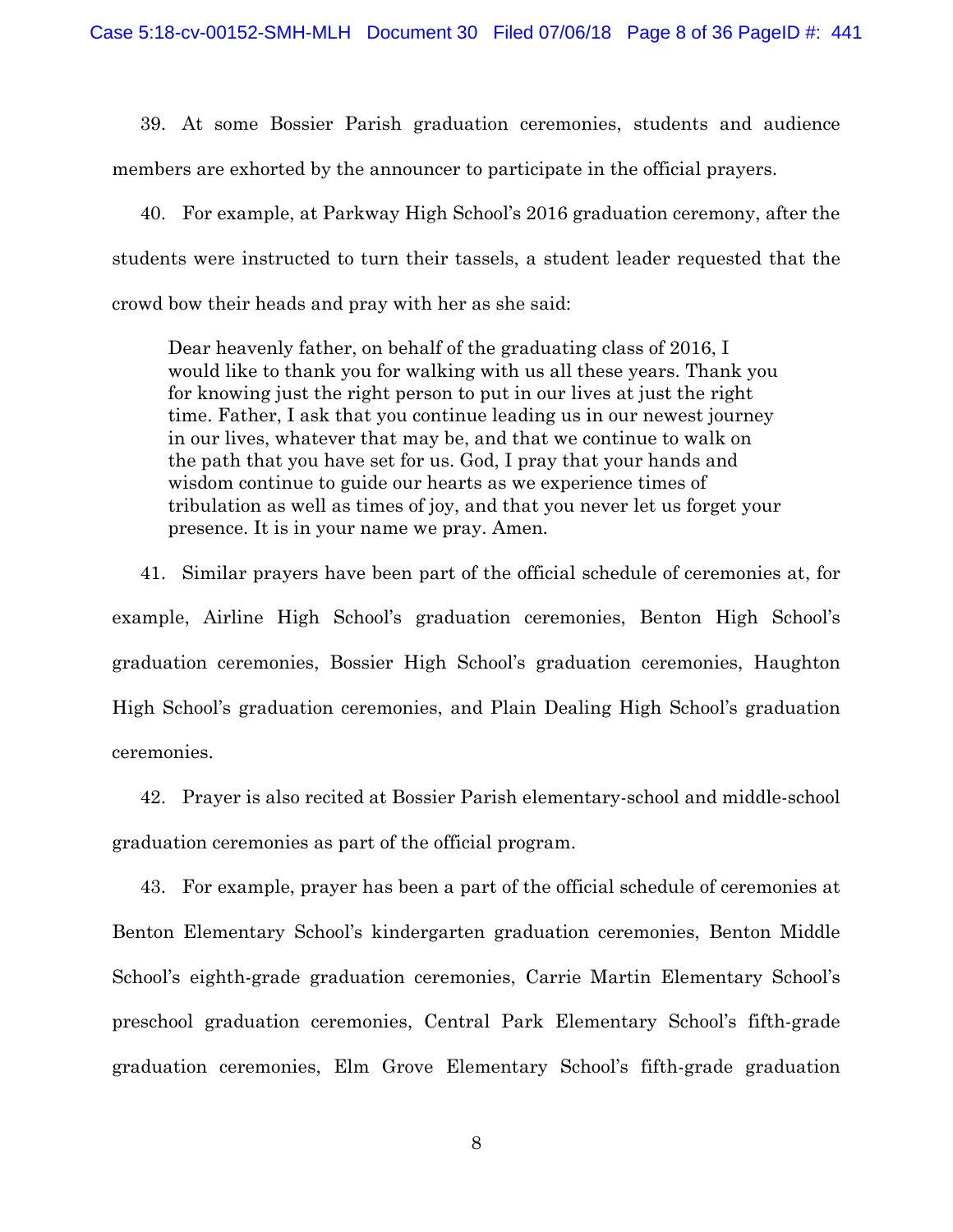39. At some Bossier Parish graduation ceremonies, students and audience members are exhorted by the announcer to participate in the official prayers.

40. For example, at Parkway High School's 2016 graduation ceremony, after the students were instructed to turn their tassels, a student leader requested that the crowd bow their heads and pray with her as she said:

> Dear heavenly father, on behalf of the graduating class of 2016, I would like to thank you for walking with us all these years. Thank you for knowing just the right person to put in our lives at just the right time. Father, I ask that you continue leading us in our newest journey in our lives, whatever that may be, and that we continue to walk on the path that you have set for us. God, I pray that your hands and wisdom continue to guide our hearts as we experience times of tribulation as well as times of joy, and that you never let us forget your presence. It is in your name we pray. Amen.

41. Similar prayers have been part of the official schedule of ceremonies at, for example, Airline High School's graduation ceremonies, Benton High School's graduation ceremonies, Bossier High School's graduation ceremonies, Haughton High School's graduation ceremonies, and Plain Dealing High School's graduation ceremonies.

42. Prayer is also recited at Bossier Parish elementary-school and middle-school graduation ceremonies as part of the official program.

43. For example, prayer has been a part of the official schedule of ceremonies at Benton Elementary School's kindergarten graduation ceremonies, Benton Middle School's eighth-grade graduation ceremonies, Carrie Martin Elementary School's preschool graduation ceremonies, Central Park Elementary School's fifth-grade graduation ceremonies, Elm Grove Elementary School's fifth-grade graduation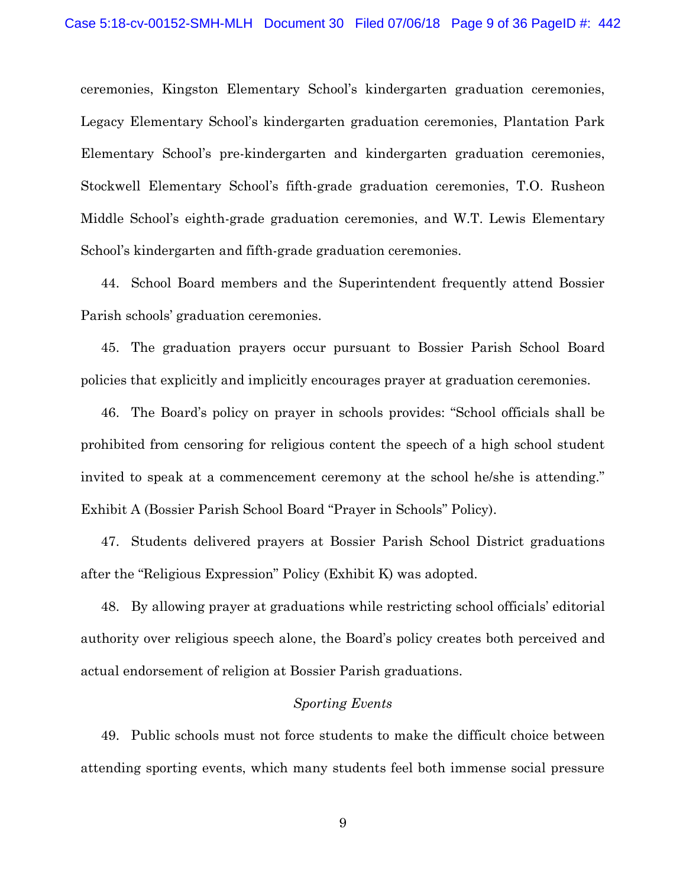ceremonies, Kingston Elementary School's kindergarten graduation ceremonies, Legacy Elementary School's kindergarten graduation ceremonies, Plantation Park Elementary School's pre-kindergarten and kindergarten graduation ceremonies, Stockwell Elementary School's fifth-grade graduation ceremonies, T.O. Rusheon Middle School's eighth-grade graduation ceremonies, and W.T. Lewis Elementary School's kindergarten and fifth-grade graduation ceremonies.

44. School Board members and the Superintendent frequently attend Bossier Parish schools' graduation ceremonies.

45. The graduation prayers occur pursuant to Bossier Parish School Board policies that explicitly and implicitly encourages prayer at graduation ceremonies.

46. The Board's policy on prayer in schools provides: "School officials shall be prohibited from censoring for religious content the speech of a high school student invited to speak at a commencement ceremony at the school he/she is attending." Exhibit A (Bossier Parish School Board "Prayer in Schools" Policy).

47. Students delivered prayers at Bossier Parish School District graduations after the "Religious Expression" Policy (Exhibit K) was adopted.

48. By allowing prayer at graduations while restricting school officials' editorial authority over religious speech alone, the Board's policy creates both perceived and actual endorsement of religion at Bossier Parish graduations.

*Sporting Events*

49. Public schools must not force students to make the difficult choice between attending sporting events, which many students feel both immense social pressure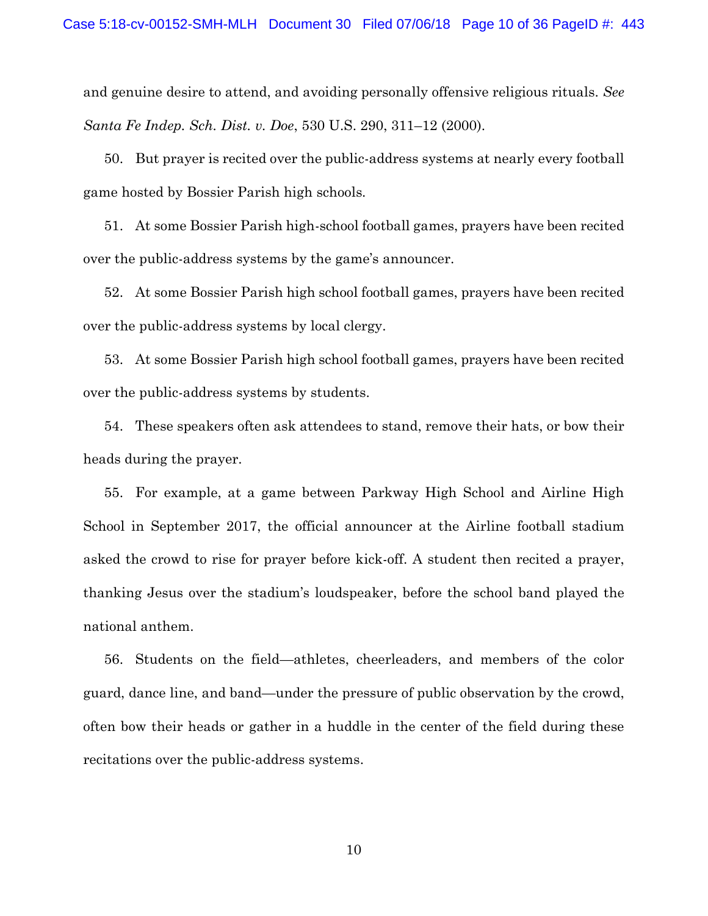and genuine desire to attend, and avoiding personally offensive religious rituals. *See Santa Fe Indep. Sch. Dist. v. Doe*, 530 U.S. 290, 311–12 (2000).

50. But prayer is recited over the public-address systems at nearly every football game hosted by Bossier Parish high schools.

51. At some Bossier Parish high-school football games, prayers have been recited over the public-address systems by the game's announcer.

52. At some Bossier Parish high school football games, prayers have been recited over the public-address systems by local clergy.

53. At some Bossier Parish high school football games, prayers have been recited over the public-address systems by students.

54. These speakers often ask attendees to stand, remove their hats, or bow their heads during the prayer.

55. For example, at a game between Parkway High School and Airline High School in September 2017, the official announcer at the Airline football stadium asked the crowd to rise for prayer before kick-off. A student then recited a prayer, thanking Jesus over the stadium's loudspeaker, before the school band played the national anthem.

56. Students on the field—athletes, cheerleaders, and members of the color guard, dance line, and band—under the pressure of public observation by the crowd, often bow their heads or gather in a huddle in the center of the field during these recitations over the public-address systems.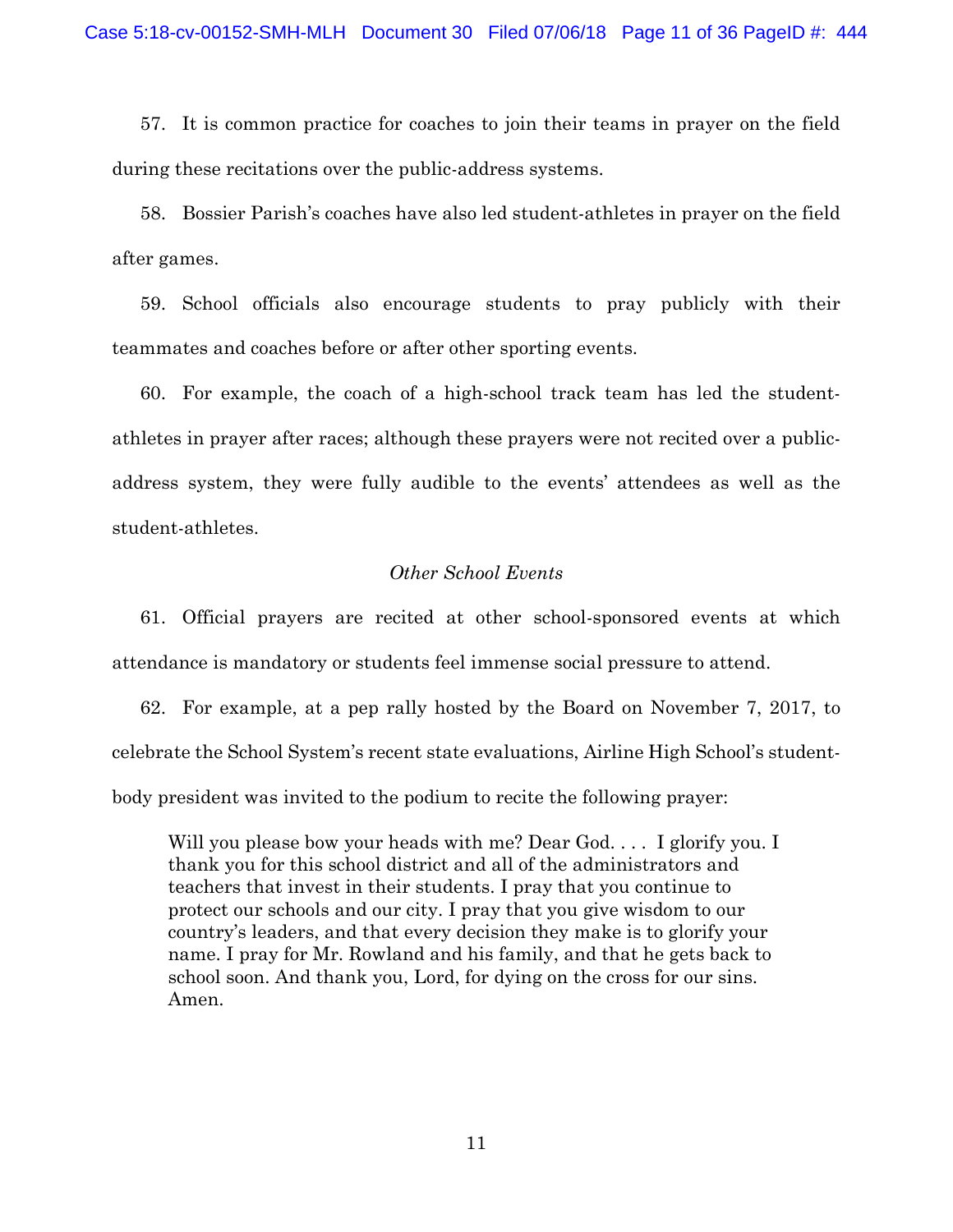57. It is common practice for coaches to join their teams in prayer on the field during these recitations over the public-address systems.

58. Bossier Parish's coaches have also led student-athletes in prayer on the field after games.

59. School officials also encourage students to pray publicly with their teammates and coaches before or after other sporting events.

60. For example, the coach of a high-school track team has led the student-athletes in prayer after races; although these prayers were not recited over a public-address system, they were fully audible to the events' attendees as well as the student-athletes.

*Other School Events*

61. Official prayers are recited at other school-sponsored events at which attendance is mandatory or students feel immense social pressure to attend.

62. For example, at a pep rally hosted by the Board on November 7, 2017, to celebrate the School System's recent state evaluations, Airline High School's student-body president was invited to the podium to recite the following prayer:

> Will you please bow your heads with me? Dear God. . . . I glorify you. I thank you for this school district and all of the administrators and teachers that invest in their students. I pray that you continue to protect our schools and our city. I pray that you give wisdom to our country's leaders, and that every decision they make is to glorify your name. I pray for Mr. Rowland and his family, and that he gets back to school soon. And thank you, Lord, for dying on the cross for our sins. Amen.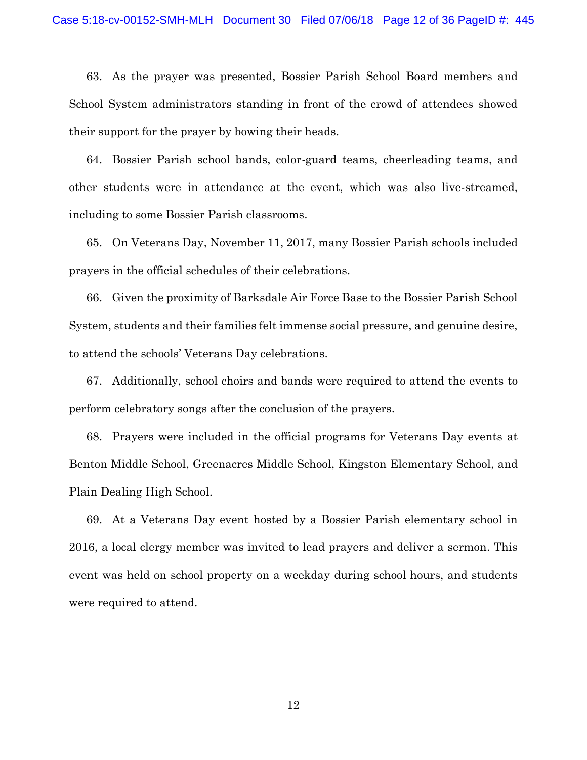63. As the prayer was presented, Bossier Parish School Board members and School System administrators standing in front of the crowd of attendees showed their support for the prayer by bowing their heads.

64. Bossier Parish school bands, color-guard teams, cheerleading teams, and other students were in attendance at the event, which was also live-streamed, including to some Bossier Parish classrooms.

65. On Veterans Day, November 11, 2017, many Bossier Parish schools included prayers in the official schedules of their celebrations.

66. Given the proximity of Barksdale Air Force Base to the Bossier Parish School System, students and their families felt immense social pressure, and genuine desire, to attend the schools' Veterans Day celebrations.

67. Additionally, school choirs and bands were required to attend the events to perform celebratory songs after the conclusion of the prayers.

68. Prayers were included in the official programs for Veterans Day events at Benton Middle School, Greenacres Middle School, Kingston Elementary School, and Plain Dealing High School.

69. At a Veterans Day event hosted by a Bossier Parish elementary school in 2016, a local clergy member was invited to lead prayers and deliver a sermon. This event was held on school property on a weekday during school hours, and students were required to attend.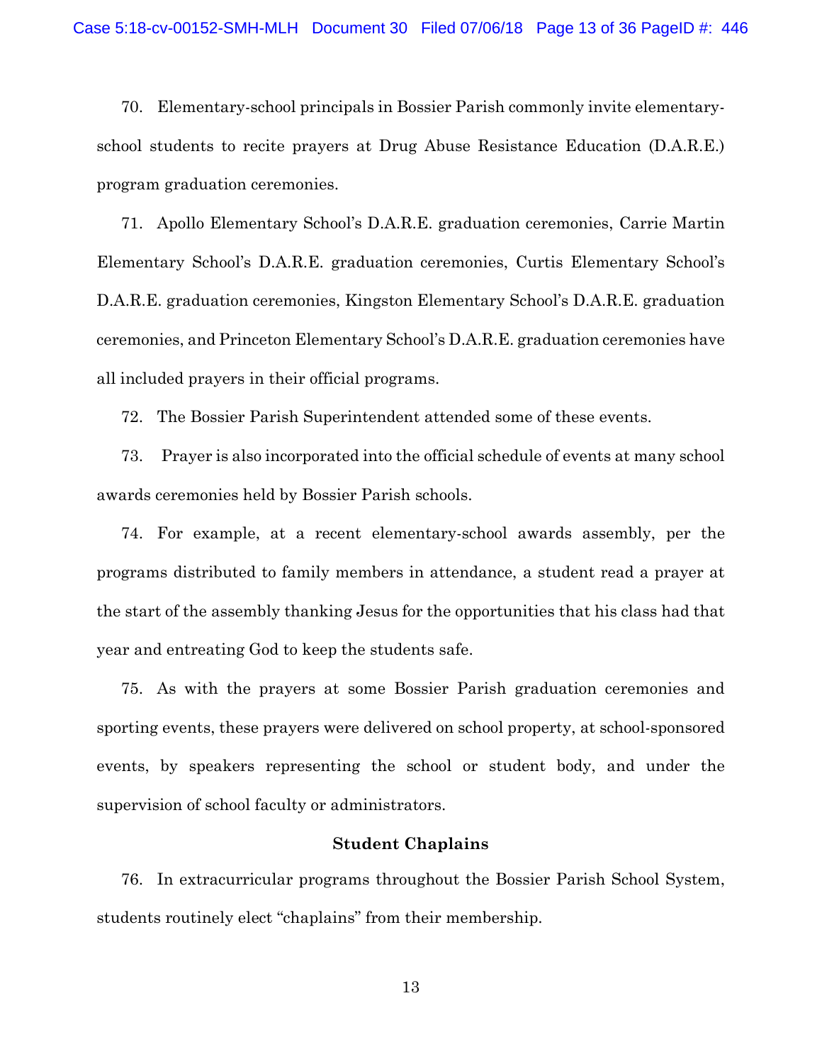70. Elementary-school principals in Bossier Parish commonly invite elementary-school students to recite prayers at Drug Abuse Resistance Education (D.A.R.E.) program graduation ceremonies.

71. Apollo Elementary School's D.A.R.E. graduation ceremonies, Carrie Martin Elementary School's D.A.R.E. graduation ceremonies, Curtis Elementary School's D.A.R.E. graduation ceremonies, Kingston Elementary School's D.A.R.E. graduation ceremonies, and Princeton Elementary School's D.A.R.E. graduation ceremonies have all included prayers in their official programs.

72. The Bossier Parish Superintendent attended some of these events.

73. Prayer is also incorporated into the official schedule of events at many school awards ceremonies held by Bossier Parish schools.

74. For example, at a recent elementary-school awards assembly, per the programs distributed to family members in attendance, a student read a prayer at the start of the assembly thanking Jesus for the opportunities that his class had that year and entreating God to keep the students safe.

75. As with the prayers at some Bossier Parish graduation ceremonies and sporting events, these prayers were delivered on school property, at school-sponsored events, by speakers representing the school or student body, and under the supervision of school faculty or administrators.

**Student Chaplains**

76. In extracurricular programs throughout the Bossier Parish School System, students routinely elect "chaplains" from their membership.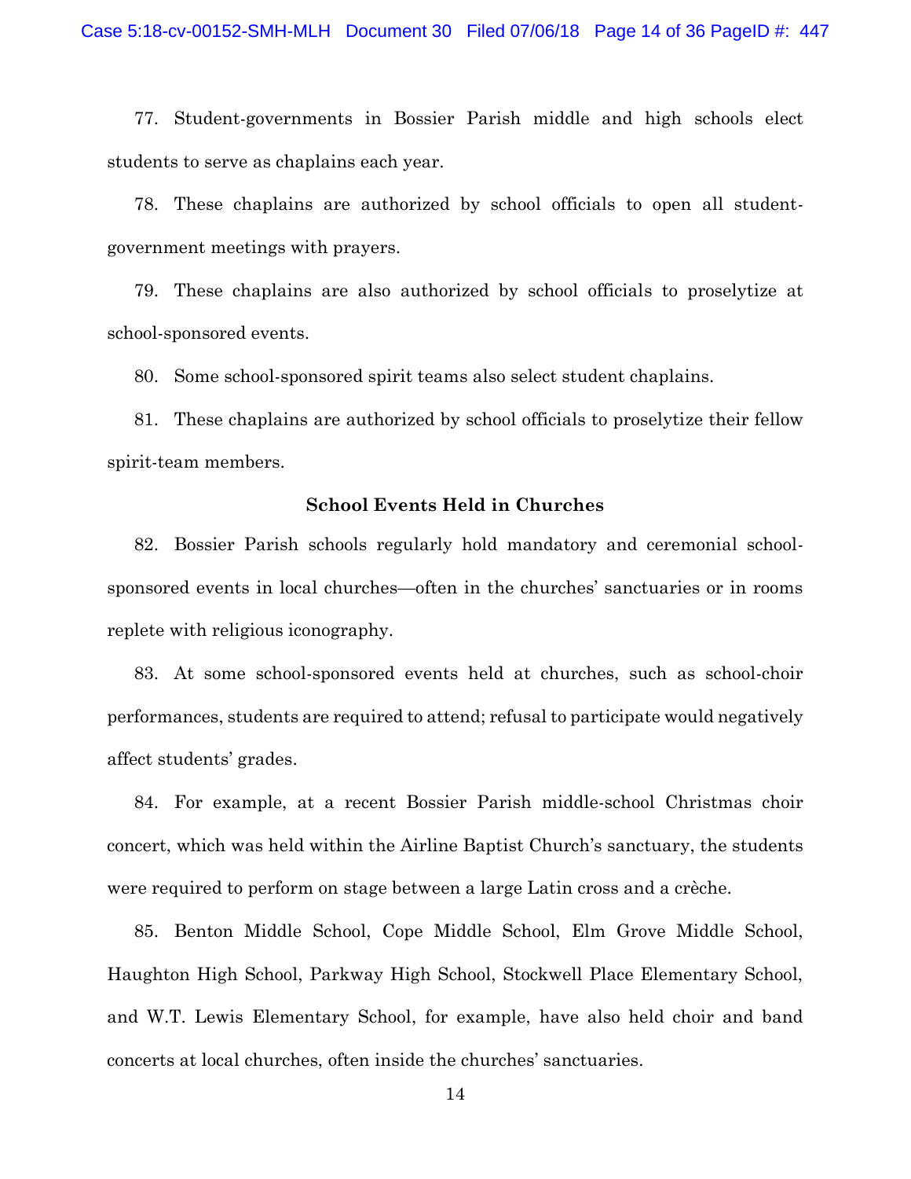77. Student-governments in Bossier Parish middle and high schools elect students to serve as chaplains each year.

78. These chaplains are authorized by school officials to open all student-government meetings with prayers.

79. These chaplains are also authorized by school officials to proselytize at school-sponsored events.

80. Some school-sponsored spirit teams also select student chaplains.

81. These chaplains are authorized by school officials to proselytize their fellow spirit-team members.

**School Events Held in Churches**

82. Bossier Parish schools regularly hold mandatory and ceremonial school-sponsored events in local churches—often in the churches' sanctuaries or in rooms replete with religious iconography.

83. At some school-sponsored events held at churches, such as school-choir performances, students are required to attend; refusal to participate would negatively affect students' grades.

84. For example, at a recent Bossier Parish middle-school Christmas choir concert, which was held within the Airline Baptist Church's sanctuary, the students were required to perform on stage between a large Latin cross and a crèche.

85. Benton Middle School, Cope Middle School, Elm Grove Middle School, Haughton High School, Parkway High School, Stockwell Place Elementary School, and W.T. Lewis Elementary School, for example, have also held choir and band concerts at local churches, often inside the churches' sanctuaries.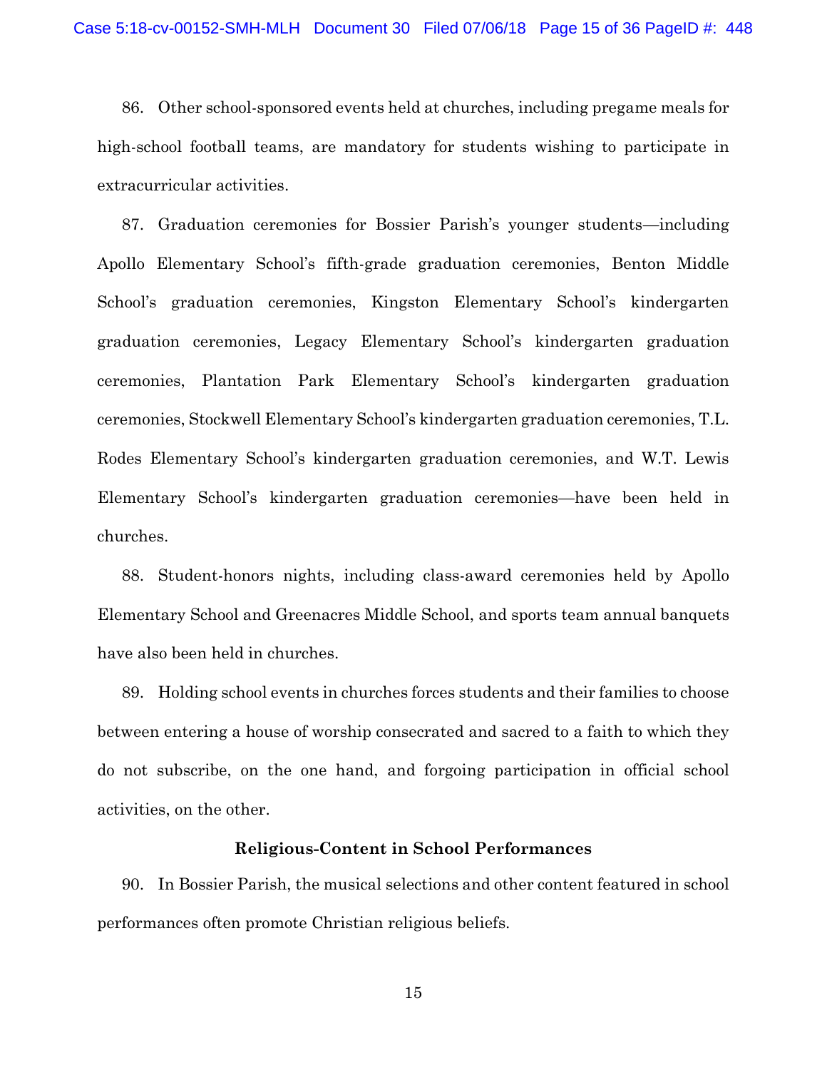86. Other school-sponsored events held at churches, including pregame meals for high-school football teams, are mandatory for students wishing to participate in extracurricular activities.

87. Graduation ceremonies for Bossier Parish's younger students—including Apollo Elementary School's fifth-grade graduation ceremonies, Benton Middle School's graduation ceremonies, Kingston Elementary School's kindergarten graduation ceremonies, Legacy Elementary School's kindergarten graduation ceremonies, Plantation Park Elementary School's kindergarten graduation ceremonies, Stockwell Elementary School's kindergarten graduation ceremonies, T.L. Rodes Elementary School's kindergarten graduation ceremonies, and W.T. Lewis Elementary School's kindergarten graduation ceremonies—have been held in churches.

88. Student-honors nights, including class-award ceremonies held by Apollo Elementary School and Greenacres Middle School, and sports team annual banquets have also been held in churches.

89. Holding school events in churches forces students and their families to choose between entering a house of worship consecrated and sacred to a faith to which they do not subscribe, on the one hand, and forgoing participation in official school activities, on the other.

**Religious-Content in School Performances**

90. In Bossier Parish, the musical selections and other content featured in school performances often promote Christian religious beliefs.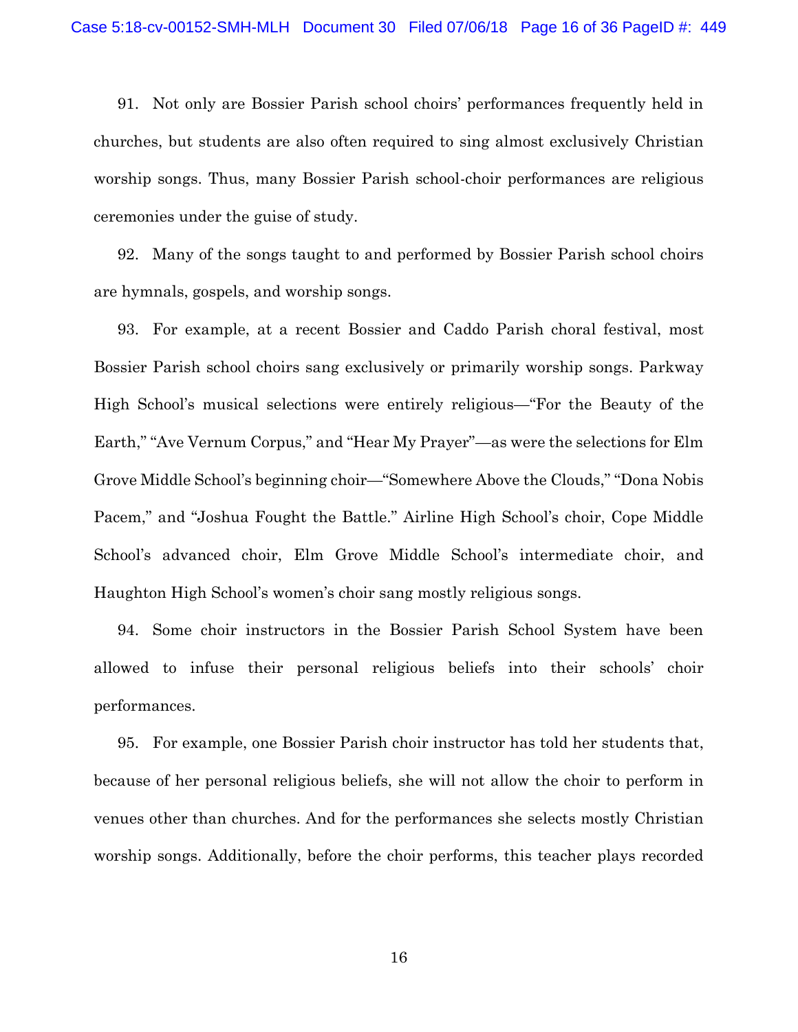91. Not only are Bossier Parish school choirs' performances frequently held in churches, but students are also often required to sing almost exclusively Christian worship songs. Thus, many Bossier Parish school-choir performances are religious ceremonies under the guise of study.

92. Many of the songs taught to and performed by Bossier Parish school choirs are hymnals, gospels, and worship songs.

93. For example, at a recent Bossier and Caddo Parish choral festival, most Bossier Parish school choirs sang exclusively or primarily worship songs. Parkway High School's musical selections were entirely religious—"For the Beauty of the Earth," "Ave Vernum Corpus," and "Hear My Prayer"—as were the selections for Elm Grove Middle School's beginning choir—"Somewhere Above the Clouds," "Dona Nobis Pacem," and "Joshua Fought the Battle." Airline High School's choir, Cope Middle School's advanced choir, Elm Grove Middle School's intermediate choir, and Haughton High School's women's choir sang mostly religious songs.

94. Some choir instructors in the Bossier Parish School System have been allowed to infuse their personal religious beliefs into their schools' choir performances.

95. For example, one Bossier Parish choir instructor has told her students that, because of her personal religious beliefs, she will not allow the choir to perform in venues other than churches. And for the performances she selects mostly Christian worship songs. Additionally, before the choir performs, this teacher plays recorded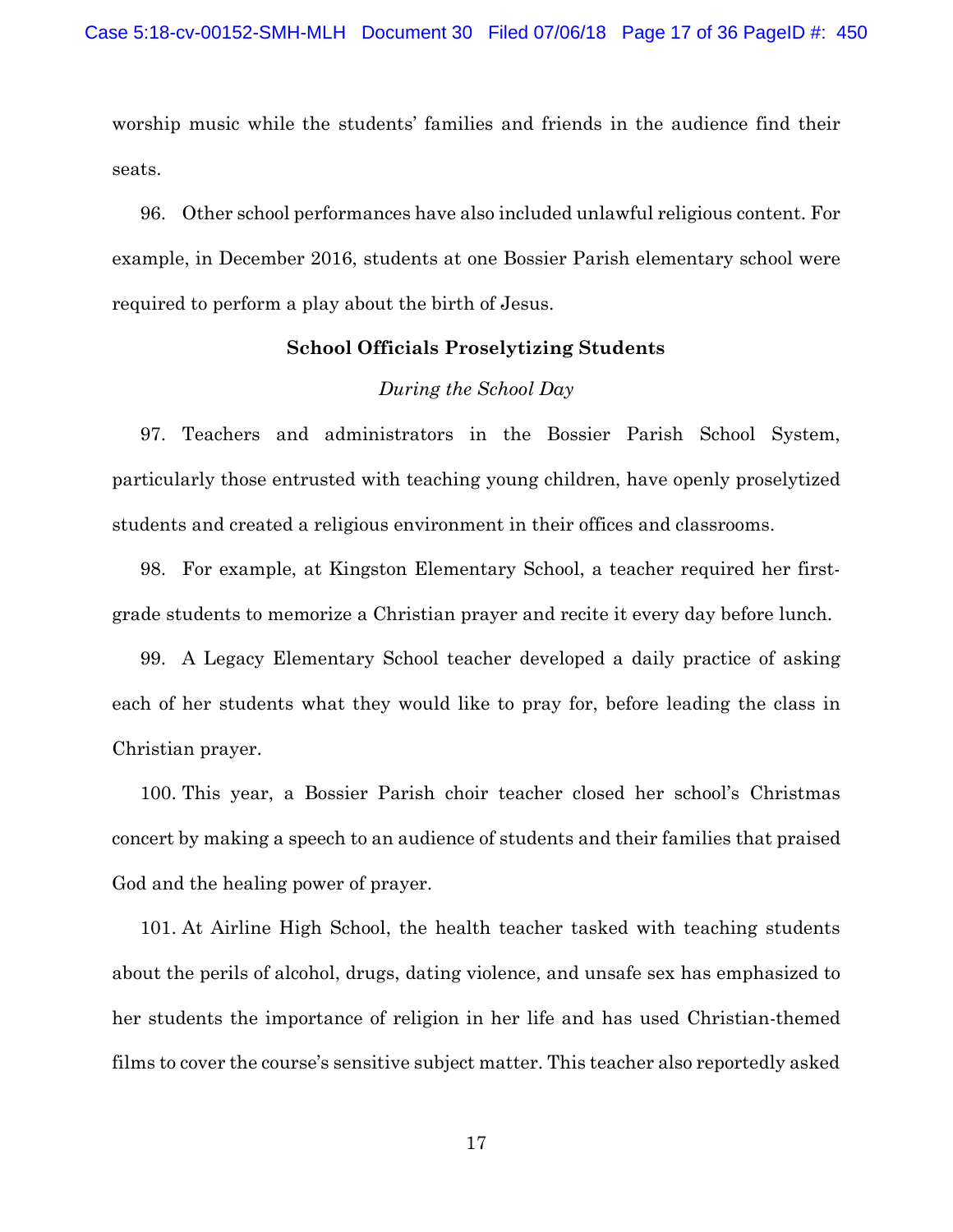worship music while the students' families and friends in the audience find their seats.

96. Other school performances have also included unlawful religious content. For example, in December 2016, students at one Bossier Parish elementary school were required to perform a play about the birth of Jesus.

**School Officials Proselytizing Students**

*During the School Day*

97. Teachers and administrators in the Bossier Parish School System, particularly those entrusted with teaching young children, have openly proselytized students and created a religious environment in their offices and classrooms.

98. For example, at Kingston Elementary School, a teacher required her first-grade students to memorize a Christian prayer and recite it every day before lunch.

99. A Legacy Elementary School teacher developed a daily practice of asking each of her students what they would like to pray for, before leading the class in Christian prayer.

100. This year, a Bossier Parish choir teacher closed her school's Christmas concert by making a speech to an audience of students and their families that praised God and the healing power of prayer.

101. At Airline High School, the health teacher tasked with teaching students about the perils of alcohol, drugs, dating violence, and unsafe sex has emphasized to her students the importance of religion in her life and has used Christian-themed films to cover the course's sensitive subject matter. This teacher also reportedly asked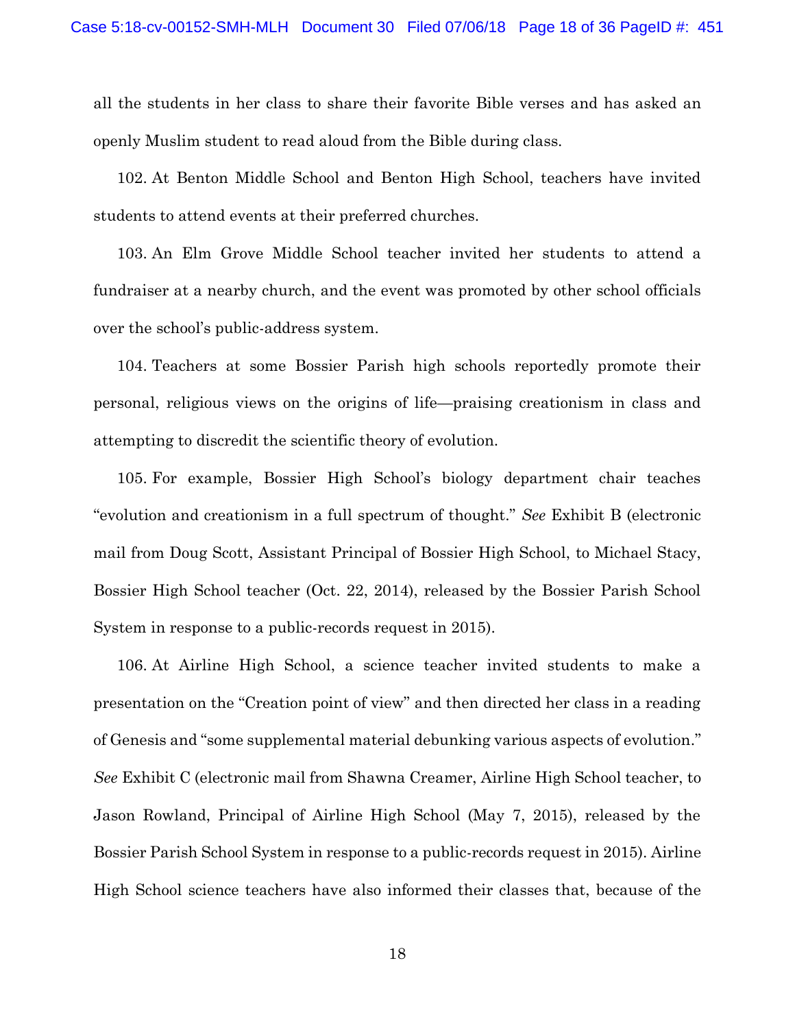all the students in her class to share their favorite Bible verses and has asked an openly Muslim student to read aloud from the Bible during class.

102. At Benton Middle School and Benton High School, teachers have invited students to attend events at their preferred churches.

103. An Elm Grove Middle School teacher invited her students to attend a fundraiser at a nearby church, and the event was promoted by other school officials over the school's public-address system.

104. Teachers at some Bossier Parish high schools reportedly promote their personal, religious views on the origins of life—praising creationism in class and attempting to discredit the scientific theory of evolution.

105. For example, Bossier High School's biology department chair teaches "evolution and creationism in a full spectrum of thought." *See* Exhibit B (electronic mail from Doug Scott, Assistant Principal of Bossier High School, to Michael Stacy, Bossier High School teacher (Oct. 22, 2014), released by the Bossier Parish School System in response to a public-records request in 2015).

106. At Airline High School, a science teacher invited students to make a presentation on the "Creation point of view" and then directed her class in a reading of Genesis and "some supplemental material debunking various aspects of evolution." *See* Exhibit C (electronic mail from Shawna Creamer, Airline High School teacher, to Jason Rowland, Principal of Airline High School (May 7, 2015), released by the Bossier Parish School System in response to a public-records request in 2015). Airline High School science teachers have also informed their classes that, because of the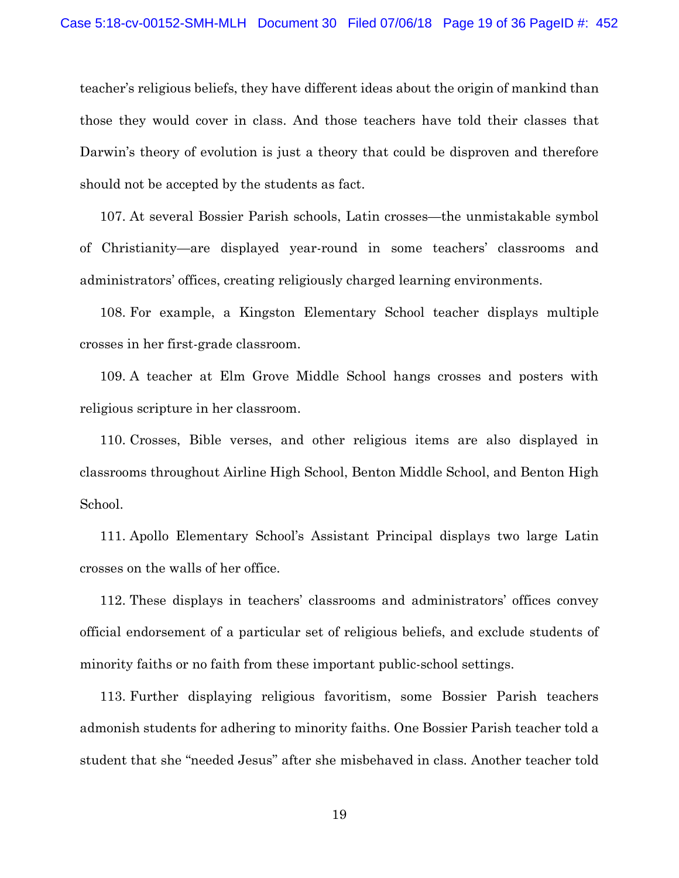teacher's religious beliefs, they have different ideas about the origin of mankind than those they would cover in class. And those teachers have told their classes that Darwin's theory of evolution is just a theory that could be disproven and therefore should not be accepted by the students as fact.

107. At several Bossier Parish schools, Latin crosses—the unmistakable symbol of Christianity—are displayed year-round in some teachers' classrooms and administrators' offices, creating religiously charged learning environments.

108. For example, a Kingston Elementary School teacher displays multiple crosses in her first-grade classroom.

109. A teacher at Elm Grove Middle School hangs crosses and posters with religious scripture in her classroom.

110. Crosses, Bible verses, and other religious items are also displayed in classrooms throughout Airline High School, Benton Middle School, and Benton High School.

111. Apollo Elementary School's Assistant Principal displays two large Latin crosses on the walls of her office.

112. These displays in teachers' classrooms and administrators' offices convey official endorsement of a particular set of religious beliefs, and exclude students of minority faiths or no faith from these important public-school settings.

113. Further displaying religious favoritism, some Bossier Parish teachers admonish students for adhering to minority faiths. One Bossier Parish teacher told a student that she "needed Jesus" after she misbehaved in class. Another teacher told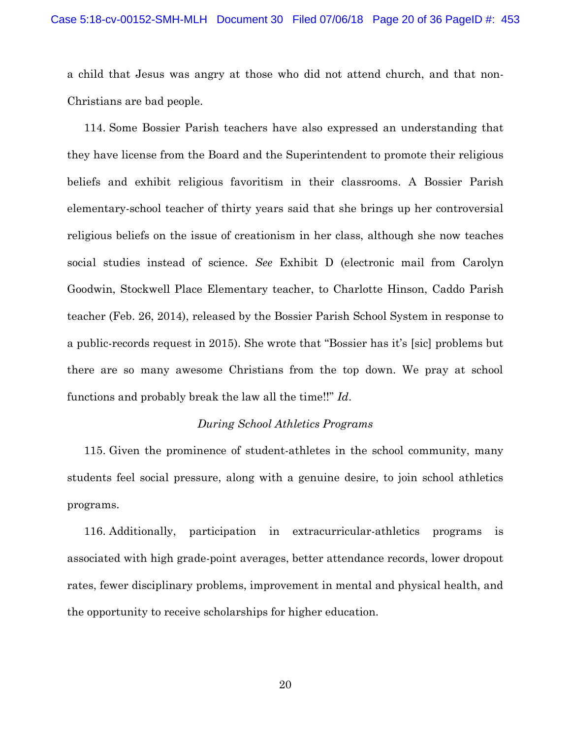a child that Jesus was angry at those who did not attend church, and that non-Christians are bad people.

114. Some Bossier Parish teachers have also expressed an understanding that they have license from the Board and the Superintendent to promote their religious beliefs and exhibit religious favoritism in their classrooms. A Bossier Parish elementary-school teacher of thirty years said that she brings up her controversial religious beliefs on the issue of creationism in her class, although she now teaches social studies instead of science. *See* Exhibit D (electronic mail from Carolyn Goodwin, Stockwell Place Elementary teacher, to Charlotte Hinson, Caddo Parish teacher (Feb. 26, 2014), released by the Bossier Parish School System in response to a public-records request in 2015). She wrote that "Bossier has it's [sic] problems but there are so many awesome Christians from the top down. We pray at school functions and probably break the law all the time!!" *Id*.

*During School Athletics Programs*

115. Given the prominence of student-athletes in the school community, many students feel social pressure, along with a genuine desire, to join school athletics programs.

116. Additionally, participation in extracurricular-athletics programs is associated with high grade-point averages, better attendance records, lower dropout rates, fewer disciplinary problems, improvement in mental and physical health, and the opportunity to receive scholarships for higher education.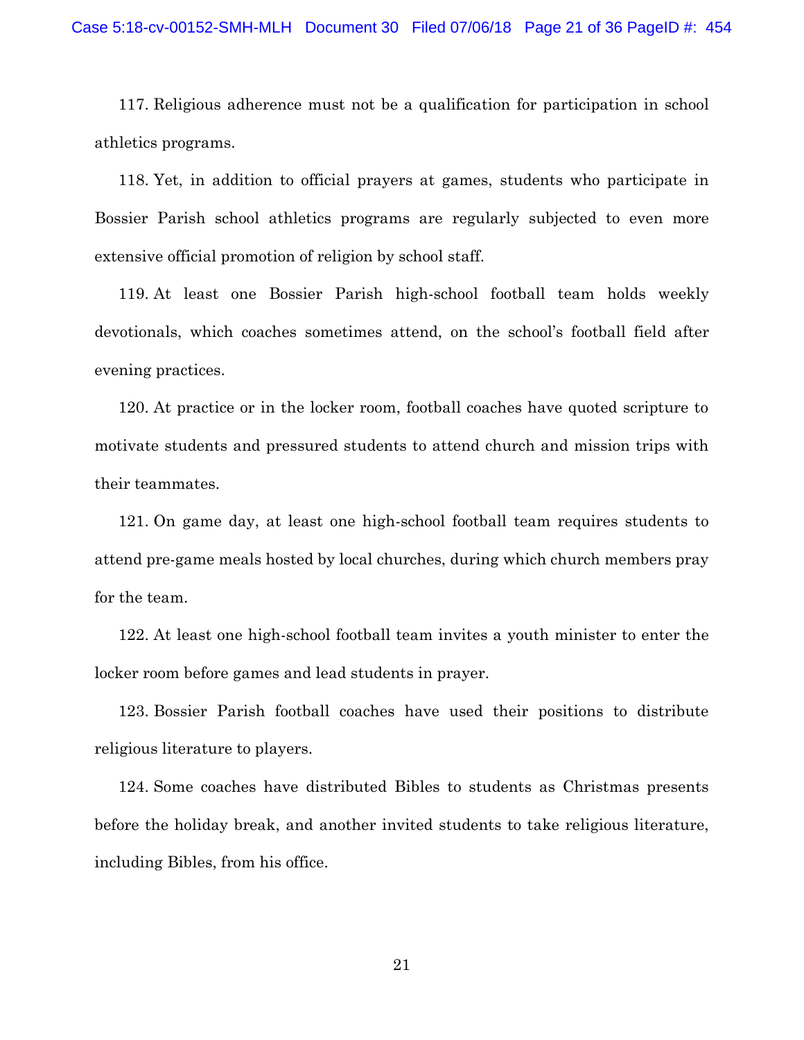117. Religious adherence must not be a qualification for participation in school athletics programs.

118. Yet, in addition to official prayers at games, students who participate in Bossier Parish school athletics programs are regularly subjected to even more extensive official promotion of religion by school staff.

119. At least one Bossier Parish high-school football team holds weekly devotionals, which coaches sometimes attend, on the school's football field after evening practices.

120. At practice or in the locker room, football coaches have quoted scripture to motivate students and pressured students to attend church and mission trips with their teammates.

121. On game day, at least one high-school football team requires students to attend pre-game meals hosted by local churches, during which church members pray for the team.

122. At least one high-school football team invites a youth minister to enter the locker room before games and lead students in prayer.

123. Bossier Parish football coaches have used their positions to distribute religious literature to players.

124. Some coaches have distributed Bibles to students as Christmas presents before the holiday break, and another invited students to take religious literature, including Bibles, from his office.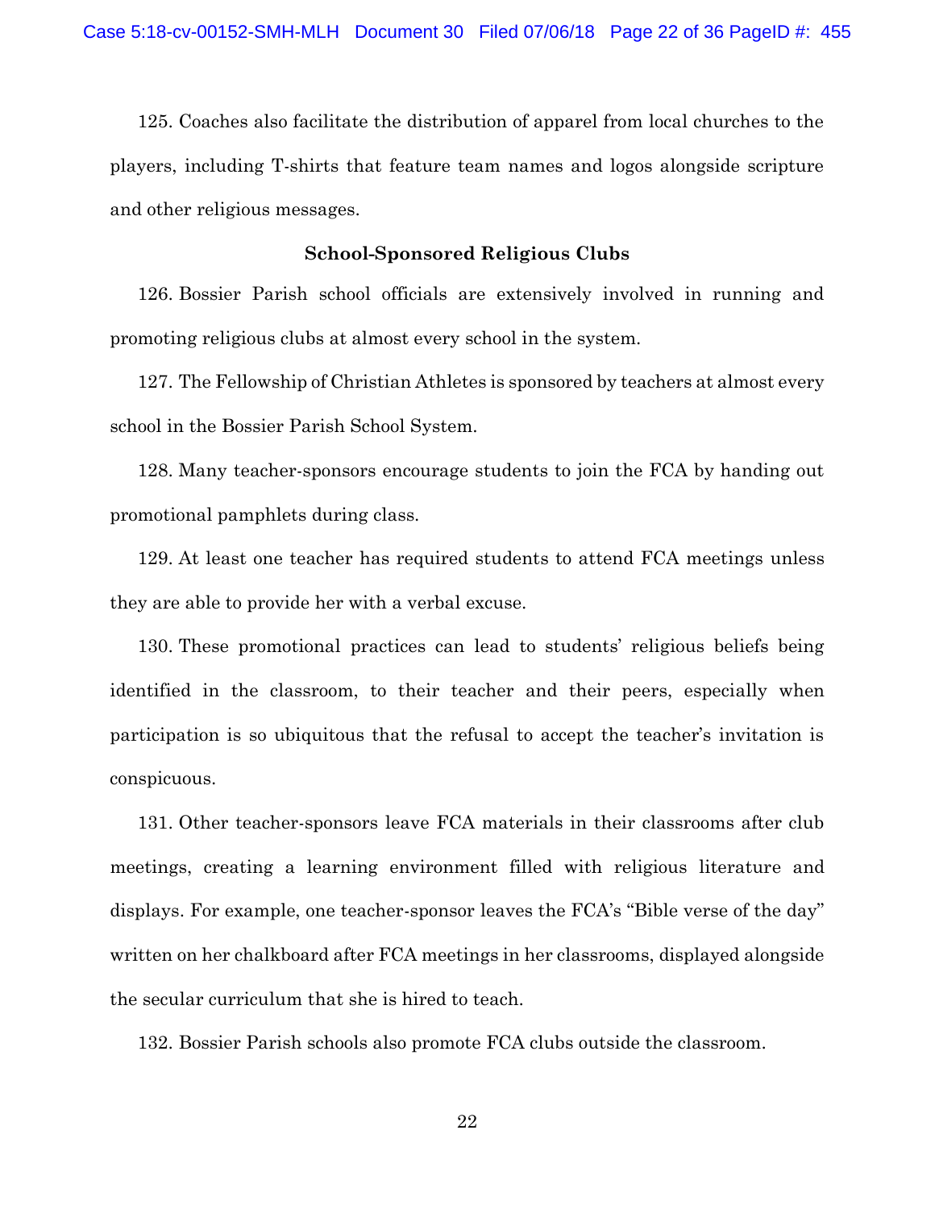125. Coaches also facilitate the distribution of apparel from local churches to the players, including T-shirts that feature team names and logos alongside scripture and other religious messages.

**School-Sponsored Religious Clubs**

126. Bossier Parish school officials are extensively involved in running and promoting religious clubs at almost every school in the system.

127. The Fellowship of Christian Athletes is sponsored by teachers at almost every school in the Bossier Parish School System.

128. Many teacher-sponsors encourage students to join the FCA by handing out promotional pamphlets during class.

129. At least one teacher has required students to attend FCA meetings unless they are able to provide her with a verbal excuse.

130. These promotional practices can lead to students' religious beliefs being identified in the classroom, to their teacher and their peers, especially when participation is so ubiquitous that the refusal to accept the teacher's invitation is conspicuous.

131. Other teacher-sponsors leave FCA materials in their classrooms after club meetings, creating a learning environment filled with religious literature and displays. For example, one teacher-sponsor leaves the FCA's "Bible verse of the day" written on her chalkboard after FCA meetings in her classrooms, displayed alongside the secular curriculum that she is hired to teach.

132. Bossier Parish schools also promote FCA clubs outside the classroom.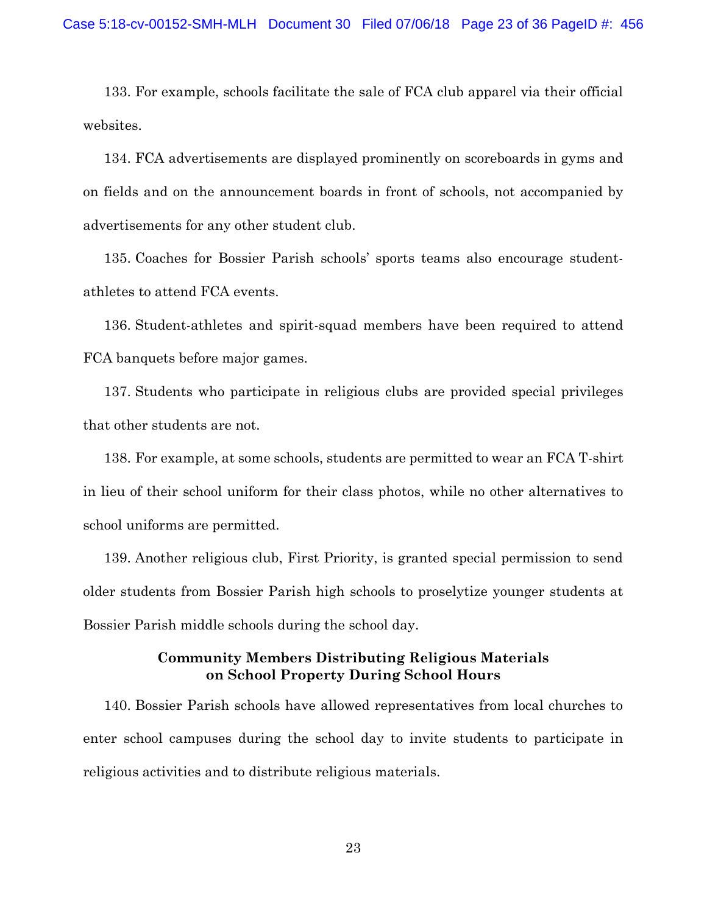133. For example, schools facilitate the sale of FCA club apparel via their official websites.

134. FCA advertisements are displayed prominently on scoreboards in gyms and on fields and on the announcement boards in front of schools, not accompanied by advertisements for any other student club.

135. Coaches for Bossier Parish schools' sports teams also encourage student-athletes to attend FCA events.

136. Student-athletes and spirit-squad members have been required to attend FCA banquets before major games.

137. Students who participate in religious clubs are provided special privileges that other students are not.

138. For example, at some schools, students are permitted to wear an FCA T-shirt in lieu of their school uniform for their class photos, while no other alternatives to school uniforms are permitted.

139. Another religious club, First Priority, is granted special permission to send older students from Bossier Parish high schools to proselytize younger students at Bossier Parish middle schools during the school day.

### Community Members Distributing Religious Materials on School Property During School Hours

140. Bossier Parish schools have allowed representatives from local churches to enter school campuses during the school day to invite students to participate in religious activities and to distribute religious materials.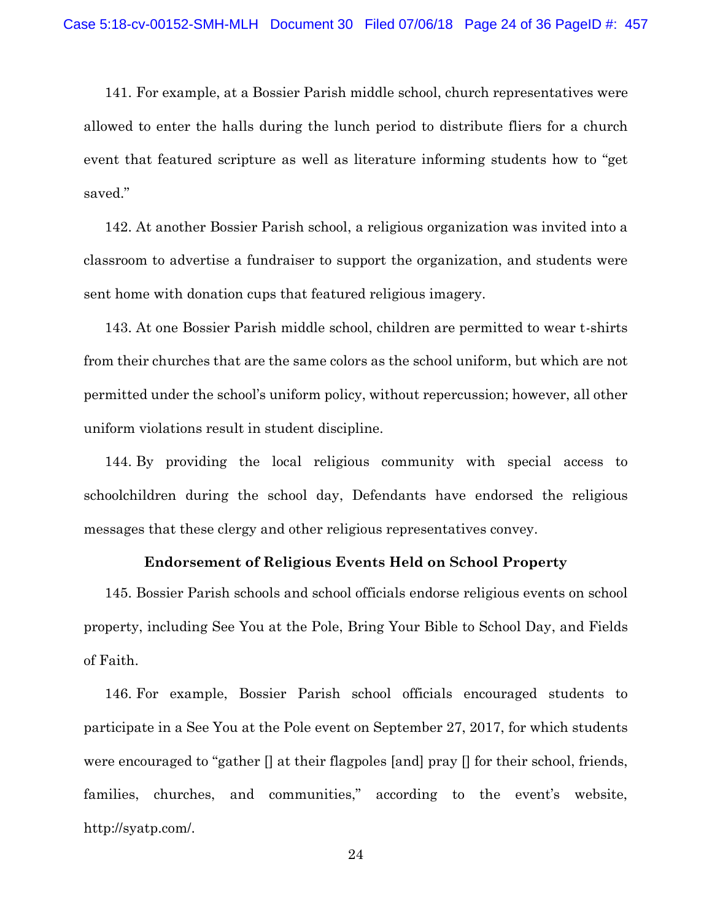141. For example, at a Bossier Parish middle school, church representatives were allowed to enter the halls during the lunch period to distribute fliers for a church event that featured scripture as well as literature informing students how to "get saved."

142. At another Bossier Parish school, a religious organization was invited into a classroom to advertise a fundraiser to support the organization, and students were sent home with donation cups that featured religious imagery.

143. At one Bossier Parish middle school, children are permitted to wear t-shirts from their churches that are the same colors as the school uniform, but which are not permitted under the school's uniform policy, without repercussion; however, all other uniform violations result in student discipline.

144. By providing the local religious community with special access to schoolchildren during the school day, Defendants have endorsed the religious messages that these clergy and other religious representatives convey.

**Endorsement of Religious Events Held on School Property**

145. Bossier Parish schools and school officials endorse religious events on school property, including See You at the Pole, Bring Your Bible to School Day, and Fields of Faith.

146. For example, Bossier Parish school officials encouraged students to participate in a See You at the Pole event on September 27, 2017, for which students were encouraged to "gather [] at their flagpoles [and] pray [] for their school, friends, families, churches, and communities," according to the event's website, http://syatp.com/.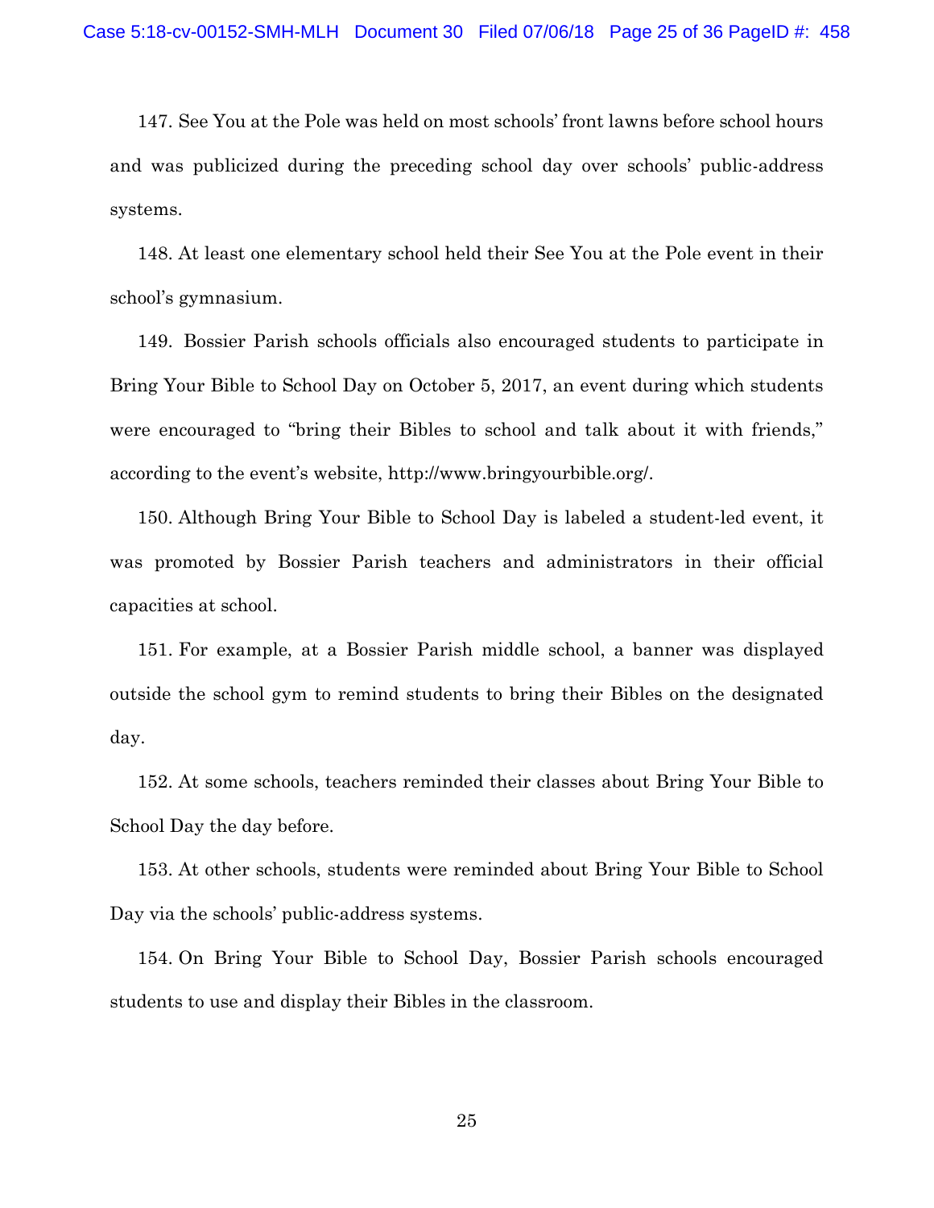147. See You at the Pole was held on most schools' front lawns before school hours and was publicized during the preceding school day over schools' public-address systems.

148. At least one elementary school held their See You at the Pole event in their school's gymnasium.

149. Bossier Parish schools officials also encouraged students to participate in Bring Your Bible to School Day on October 5, 2017, an event during which students were encouraged to "bring their Bibles to school and talk about it with friends," according to the event's website, http://www.bringyourbible.org/.

150. Although Bring Your Bible to School Day is labeled a student-led event, it was promoted by Bossier Parish teachers and administrators in their official capacities at school.

151. For example, at a Bossier Parish middle school, a banner was displayed outside the school gym to remind students to bring their Bibles on the designated day.

152. At some schools, teachers reminded their classes about Bring Your Bible to School Day the day before.

153. At other schools, students were reminded about Bring Your Bible to School Day via the schools' public-address systems.

154. On Bring Your Bible to School Day, Bossier Parish schools encouraged students to use and display their Bibles in the classroom.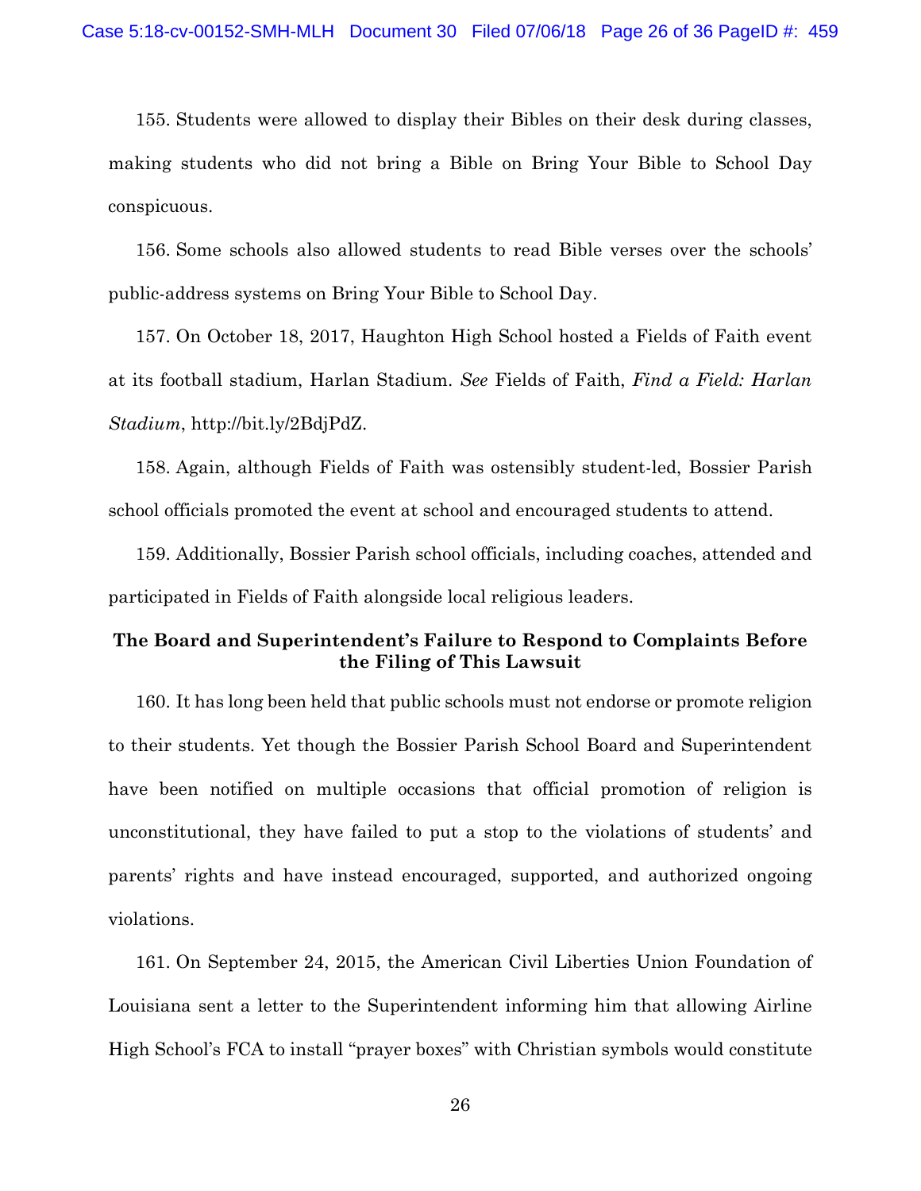155. Students were allowed to display their Bibles on their desk during classes, making students who did not bring a Bible on Bring Your Bible to School Day conspicuous.

156. Some schools also allowed students to read Bible verses over the schools' public-address systems on Bring Your Bible to School Day.

157. On October 18, 2017, Haughton High School hosted a Fields of Faith event at its football stadium, Harlan Stadium. *See* Fields of Faith, *Find a Field: Harlan Stadium*, http://bit.ly/2BdjPdZ.

158. Again, although Fields of Faith was ostensibly student-led, Bossier Parish school officials promoted the event at school and encouraged students to attend.

159. Additionally, Bossier Parish school officials, including coaches, attended and participated in Fields of Faith alongside local religious leaders.

**The Board and Superintendent's Failure to Respond to Complaints Before the Filing of This Lawsuit**

160. It has long been held that public schools must not endorse or promote religion to their students. Yet though the Bossier Parish School Board and Superintendent have been notified on multiple occasions that official promotion of religion is unconstitutional, they have failed to put a stop to the violations of students' and parents' rights and have instead encouraged, supported, and authorized ongoing violations.

161. On September 24, 2015, the American Civil Liberties Union Foundation of Louisiana sent a letter to the Superintendent informing him that allowing Airline High School's FCA to install "prayer boxes" with Christian symbols would constitute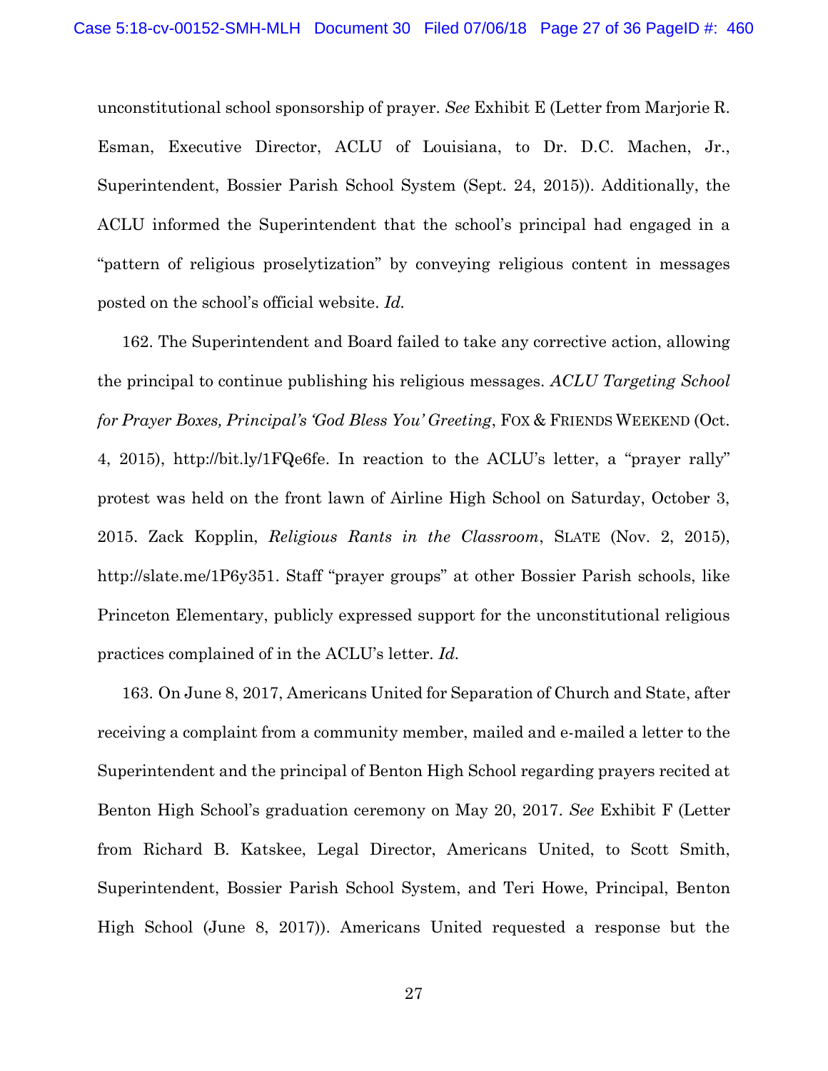unconstitutional school sponsorship of prayer. *See* Exhibit E (Letter from Marjorie R. Esman, Executive Director, ACLU of Louisiana, to Dr. D.C. Machen, Jr., Superintendent, Bossier Parish School System (Sept. 24, 2015)). Additionally, the ACLU informed the Superintendent that the school's principal had engaged in a "pattern of religious proselytization" by conveying religious content in messages posted on the school's official website. *Id.*

162. The Superintendent and Board failed to take any corrective action, allowing the principal to continue publishing his religious messages. *ACLU Targeting School for Prayer Boxes, Principal's 'God Bless You' Greeting*, FOX & FRIENDS WEEKEND (Oct. 4, 2015), http://bit.ly/1FQe6fe. In reaction to the ACLU's letter, a "prayer rally" protest was held on the front lawn of Airline High School on Saturday, October 3, 2015. Zack Kopplin, *Religious Rants in the Classroom*, SLATE (Nov. 2, 2015), http://slate.me/1P6y351. Staff "prayer groups" at other Bossier Parish schools, like Princeton Elementary, publicly expressed support for the unconstitutional religious practices complained of in the ACLU's letter. *Id.*

163. On June 8, 2017, Americans United for Separation of Church and State, after receiving a complaint from a community member, mailed and e-mailed a letter to the Superintendent and the principal of Benton High School regarding prayers recited at Benton High School's graduation ceremony on May 20, 2017. *See* Exhibit F (Letter from Richard B. Katskee, Legal Director, Americans United, to Scott Smith, Superintendent, Bossier Parish School System, and Teri Howe, Principal, Benton High School (June 8, 2017)). Americans United requested a response but the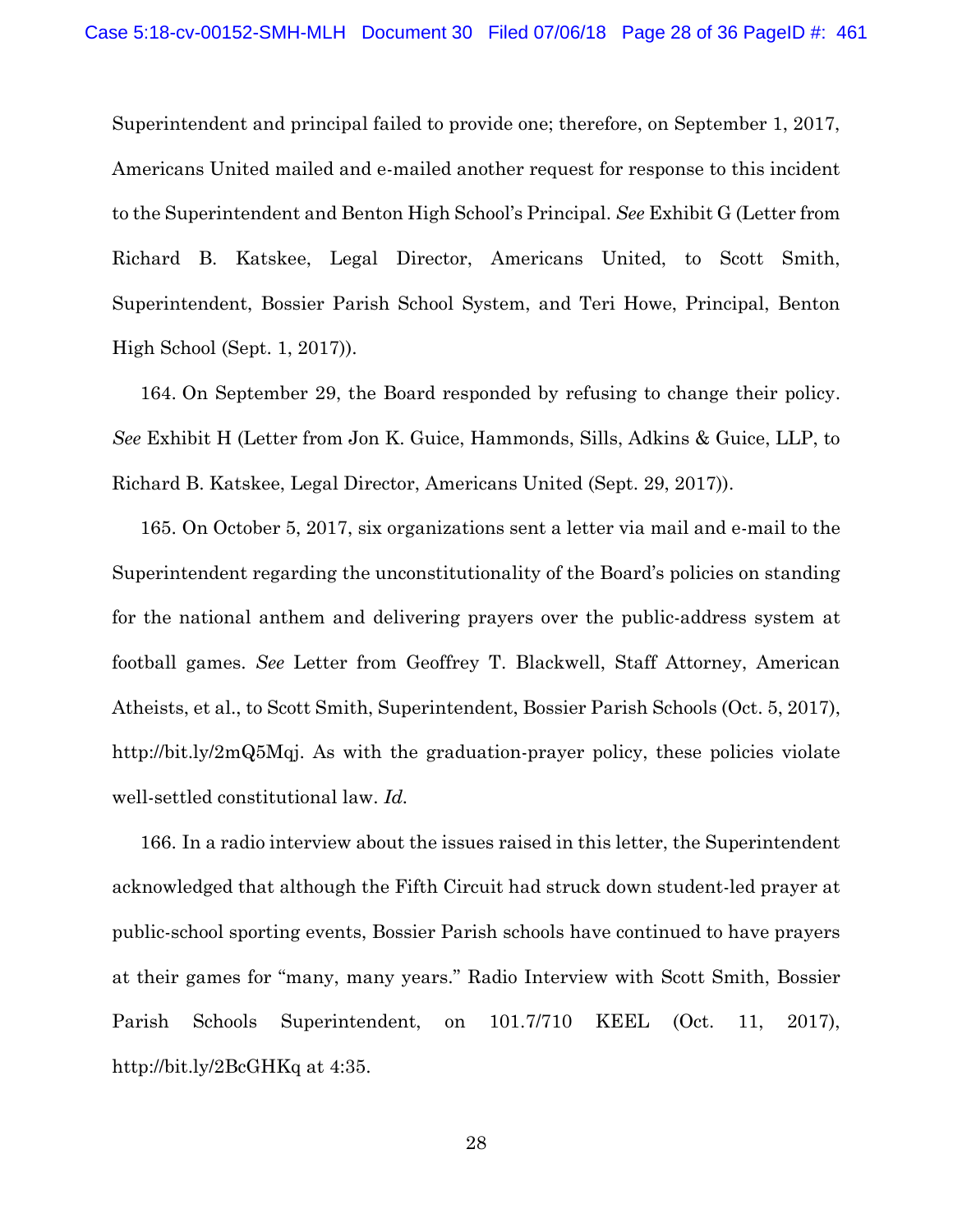Superintendent and principal failed to provide one; therefore, on September 1, 2017, Americans United mailed and e-mailed another request for response to this incident to the Superintendent and Benton High School's Principal. *See* Exhibit G (Letter from Richard B. Katskee, Legal Director, Americans United, to Scott Smith, Superintendent, Bossier Parish School System, and Teri Howe, Principal, Benton High School (Sept. 1, 2017)).

164. On September 29, the Board responded by refusing to change their policy. *See* Exhibit H (Letter from Jon K. Guice, Hammonds, Sills, Adkins & Guice, LLP, to Richard B. Katskee, Legal Director, Americans United (Sept. 29, 2017)).

165. On October 5, 2017, six organizations sent a letter via mail and e-mail to the Superintendent regarding the unconstitutionality of the Board's policies on standing for the national anthem and delivering prayers over the public-address system at football games. *See* Letter from Geoffrey T. Blackwell, Staff Attorney, American Atheists, et al., to Scott Smith, Superintendent, Bossier Parish Schools (Oct. 5, 2017), http://bit.ly/2mQ5Mqj. As with the graduation-prayer policy, these policies violate well-settled constitutional law. *Id.*

166. In a radio interview about the issues raised in this letter, the Superintendent acknowledged that although the Fifth Circuit had struck down student-led prayer at public-school sporting events, Bossier Parish schools have continued to have prayers at their games for "many, many years." Radio Interview with Scott Smith, Bossier Parish Schools Superintendent, on 101.7/710 KEEL (Oct. 11, 2017), http://bit.ly/2BcGHKq at 4:35.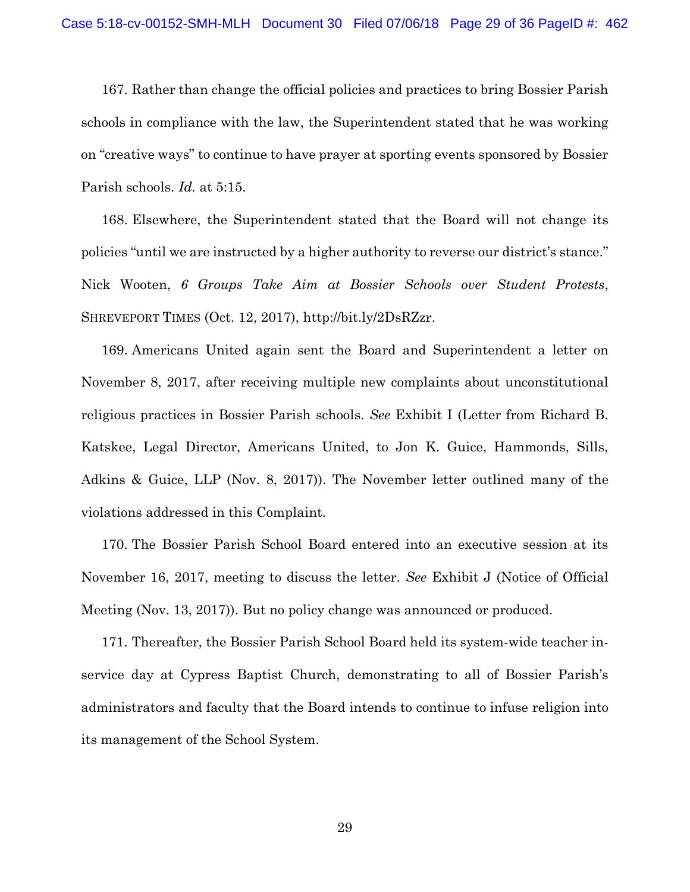167. Rather than change the official policies and practices to bring Bossier Parish schools in compliance with the law, the Superintendent stated that he was working on "creative ways" to continue to have prayer at sporting events sponsored by Bossier Parish schools. *Id.* at 5:15.

168. Elsewhere, the Superintendent stated that the Board will not change its policies "until we are instructed by a higher authority to reverse our district's stance." Nick Wooten, *6 Groups Take Aim at Bossier Schools over Student Protests*, SHREVEPORT TIMES (Oct. 12, 2017), http://bit.ly/2DsRZzr.

169. Americans United again sent the Board and Superintendent a letter on November 8, 2017, after receiving multiple new complaints about unconstitutional religious practices in Bossier Parish schools. *See* Exhibit I (Letter from Richard B. Katskee, Legal Director, Americans United, to Jon K. Guice, Hammonds, Sills, Adkins & Guice, LLP (Nov. 8, 2017)). The November letter outlined many of the violations addressed in this Complaint.

170. The Bossier Parish School Board entered into an executive session at its November 16, 2017, meeting to discuss the letter. *See* Exhibit J (Notice of Official Meeting (Nov. 13, 2017)). But no policy change was announced or produced.

171. Thereafter, the Bossier Parish School Board held its system-wide teacher in-service day at Cypress Baptist Church, demonstrating to all of Bossier Parish's administrators and faculty that the Board intends to continue to infuse religion into its management of the School System.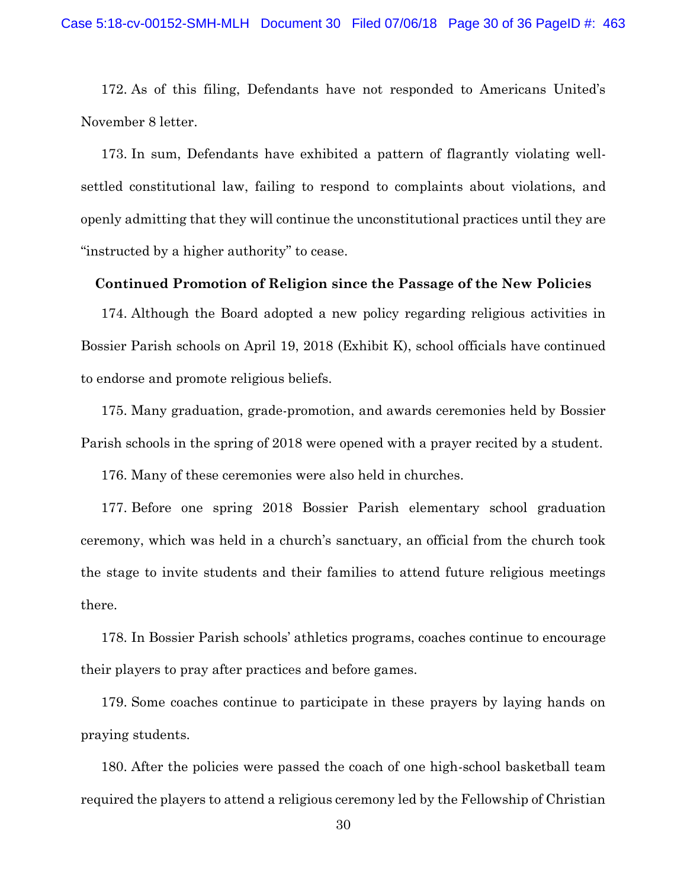172. As of this filing, Defendants have not responded to Americans United's November 8 letter.

173. In sum, Defendants have exhibited a pattern of flagrantly violating well-settled constitutional law, failing to respond to complaints about violations, and openly admitting that they will continue the unconstitutional practices until they are "instructed by a higher authority" to cease.

**Continued Promotion of Religion since the Passage of the New Policies**

174. Although the Board adopted a new policy regarding religious activities in Bossier Parish schools on April 19, 2018 (Exhibit K), school officials have continued to endorse and promote religious beliefs.

175. Many graduation, grade-promotion, and awards ceremonies held by Bossier Parish schools in the spring of 2018 were opened with a prayer recited by a student.

176. Many of these ceremonies were also held in churches.

177. Before one spring 2018 Bossier Parish elementary school graduation ceremony, which was held in a church's sanctuary, an official from the church took the stage to invite students and their families to attend future religious meetings there.

178. In Bossier Parish schools' athletics programs, coaches continue to encourage their players to pray after practices and before games.

179. Some coaches continue to participate in these prayers by laying hands on praying students.

180. After the policies were passed the coach of one high-school basketball team required the players to attend a religious ceremony led by the Fellowship of Christian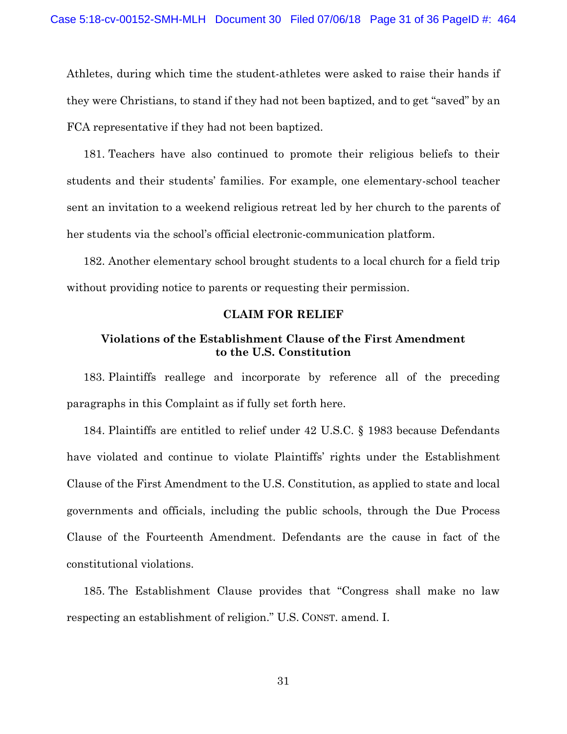Athletes, during which time the student-athletes were asked to raise their hands if they were Christians, to stand if they had not been baptized, and to get "saved" by an FCA representative if they had not been baptized.

181. Teachers have also continued to promote their religious beliefs to their students and their students' families. For example, one elementary-school teacher sent an invitation to a weekend religious retreat led by her church to the parents of her students via the school's official electronic-communication platform.

182. Another elementary school brought students to a local church for a field trip without providing notice to parents or requesting their permission.

**CLAIM FOR RELIEF**

**Violations of the Establishment Clause of the First Amendment to the U.S. Constitution**

183. Plaintiffs reallege and incorporate by reference all of the preceding paragraphs in this Complaint as if fully set forth here.

184. Plaintiffs are entitled to relief under 42 U.S.C. § 1983 because Defendants have violated and continue to violate Plaintiffs' rights under the Establishment Clause of the First Amendment to the U.S. Constitution, as applied to state and local governments and officials, including the public schools, through the Due Process Clause of the Fourteenth Amendment. Defendants are the cause in fact of the constitutional violations.

185. The Establishment Clause provides that "Congress shall make no law respecting an establishment of religion." U.S. CONST. amend. I.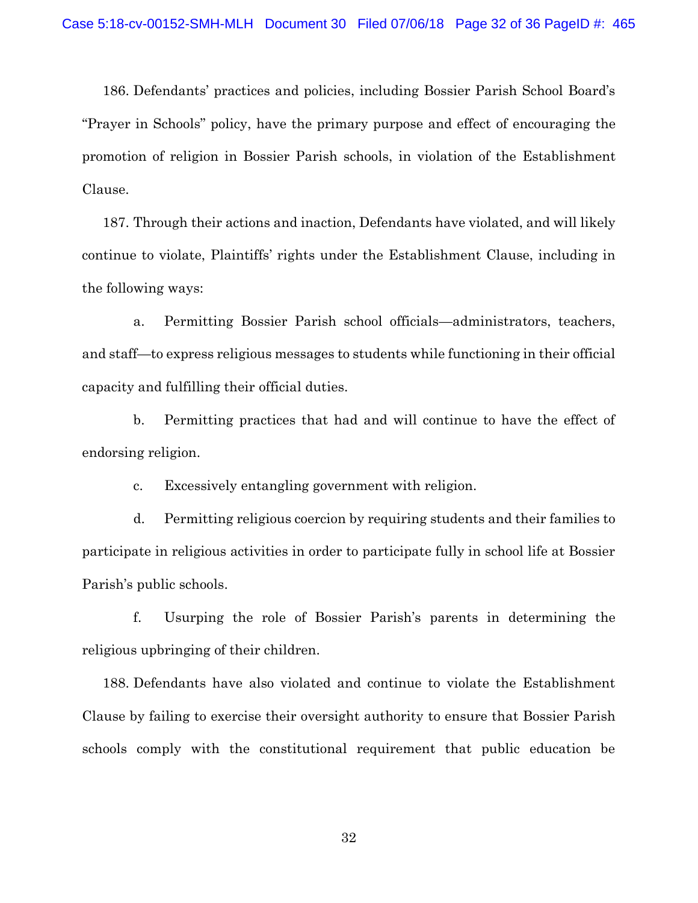186. Defendants' practices and policies, including Bossier Parish School Board's "Prayer in Schools" policy, have the primary purpose and effect of encouraging the promotion of religion in Bossier Parish schools, in violation of the Establishment Clause.

187. Through their actions and inaction, Defendants have violated, and will likely continue to violate, Plaintiffs' rights under the Establishment Clause, including in the following ways:

a. Permitting Bossier Parish school officials—administrators, teachers, and staff—to express religious messages to students while functioning in their official capacity and fulfilling their official duties.

b. Permitting practices that had and will continue to have the effect of endorsing religion.

c. Excessively entangling government with religion.

d. Permitting religious coercion by requiring students and their families to participate in religious activities in order to participate fully in school life at Bossier Parish's public schools.

f. Usurping the role of Bossier Parish's parents in determining the religious upbringing of their children.

188. Defendants have also violated and continue to violate the Establishment Clause by failing to exercise their oversight authority to ensure that Bossier Parish schools comply with the constitutional requirement that public education be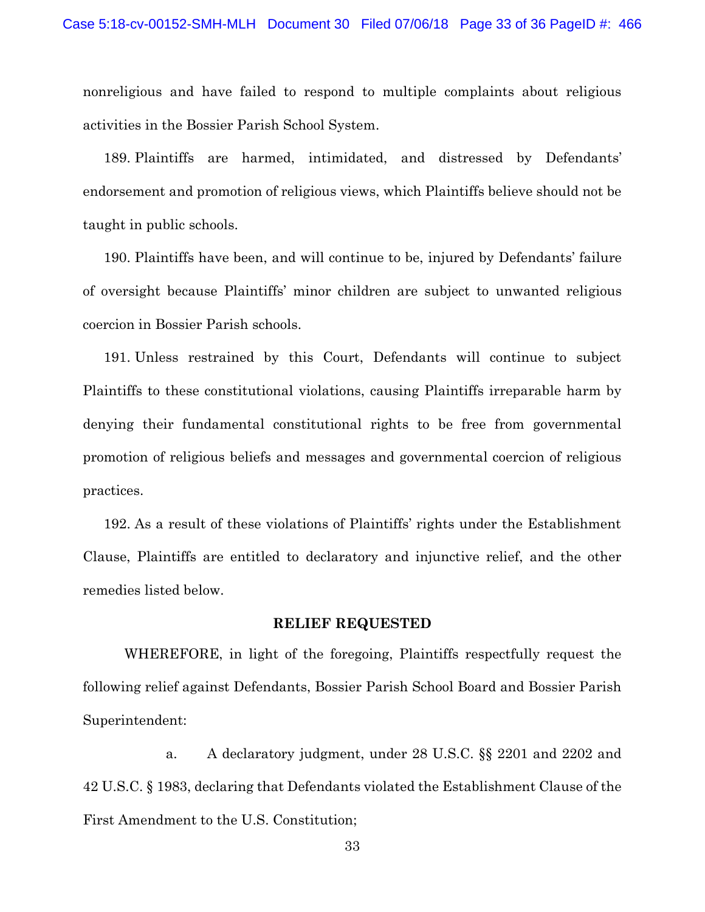nonreligious and have failed to respond to multiple complaints about religious activities in the Bossier Parish School System.

189. Plaintiffs are harmed, intimidated, and distressed by Defendants' endorsement and promotion of religious views, which Plaintiffs believe should not be taught in public schools.

190. Plaintiffs have been, and will continue to be, injured by Defendants' failure of oversight because Plaintiffs' minor children are subject to unwanted religious coercion in Bossier Parish schools.

191. Unless restrained by this Court, Defendants will continue to subject Plaintiffs to these constitutional violations, causing Plaintiffs irreparable harm by denying their fundamental constitutional rights to be free from governmental promotion of religious beliefs and messages and governmental coercion of religious practices.

192. As a result of these violations of Plaintiffs' rights under the Establishment Clause, Plaintiffs are entitled to declaratory and injunctive relief, and the other remedies listed below.

**RELIEF REQUESTED**

WHEREFORE, in light of the foregoing, Plaintiffs respectfully request the following relief against Defendants, Bossier Parish School Board and Bossier Parish Superintendent:

a. A declaratory judgment, under 28 U.S.C. §§ 2201 and 2202 and 42 U.S.C. § 1983, declaring that Defendants violated the Establishment Clause of the First Amendment to the U.S. Constitution;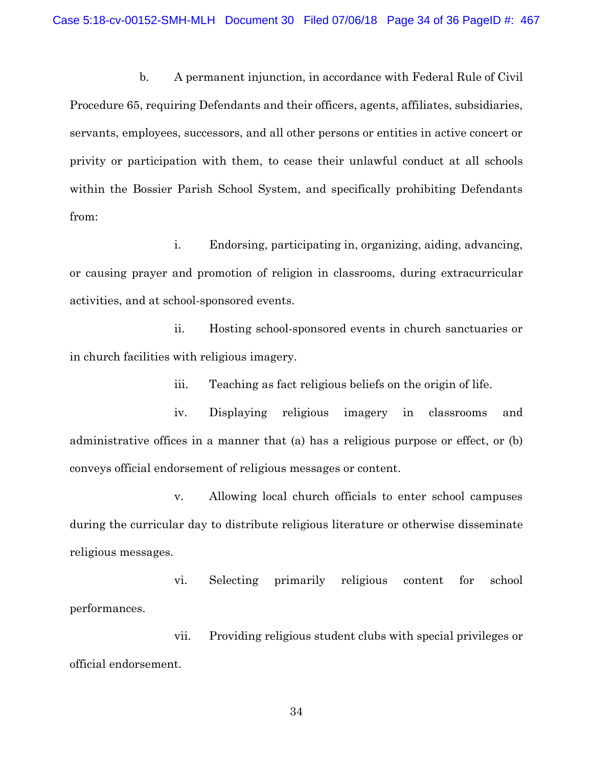b. A permanent injunction, in accordance with Federal Rule of Civil Procedure 65, requiring Defendants and their officers, agents, affiliates, subsidiaries, servants, employees, successors, and all other persons or entities in active concert or privity or participation with them, to cease their unlawful conduct at all schools within the Bossier Parish School System, and specifically prohibiting Defendants from:

i. Endorsing, participating in, organizing, aiding, advancing, or causing prayer and promotion of religion in classrooms, during extracurricular activities, and at school-sponsored events.

ii. Hosting school-sponsored events in church sanctuaries or in church facilities with religious imagery.

iii. Teaching as fact religious beliefs on the origin of life.

iv. Displaying religious imagery in classrooms and administrative offices in a manner that (a) has a religious purpose or effect, or (b) conveys official endorsement of religious messages or content.

v. Allowing local church officials to enter school campuses during the curricular day to distribute religious literature or otherwise disseminate religious messages.

vi. Selecting primarily religious content for school performances.

vii. Providing religious student clubs with special privileges or official endorsement.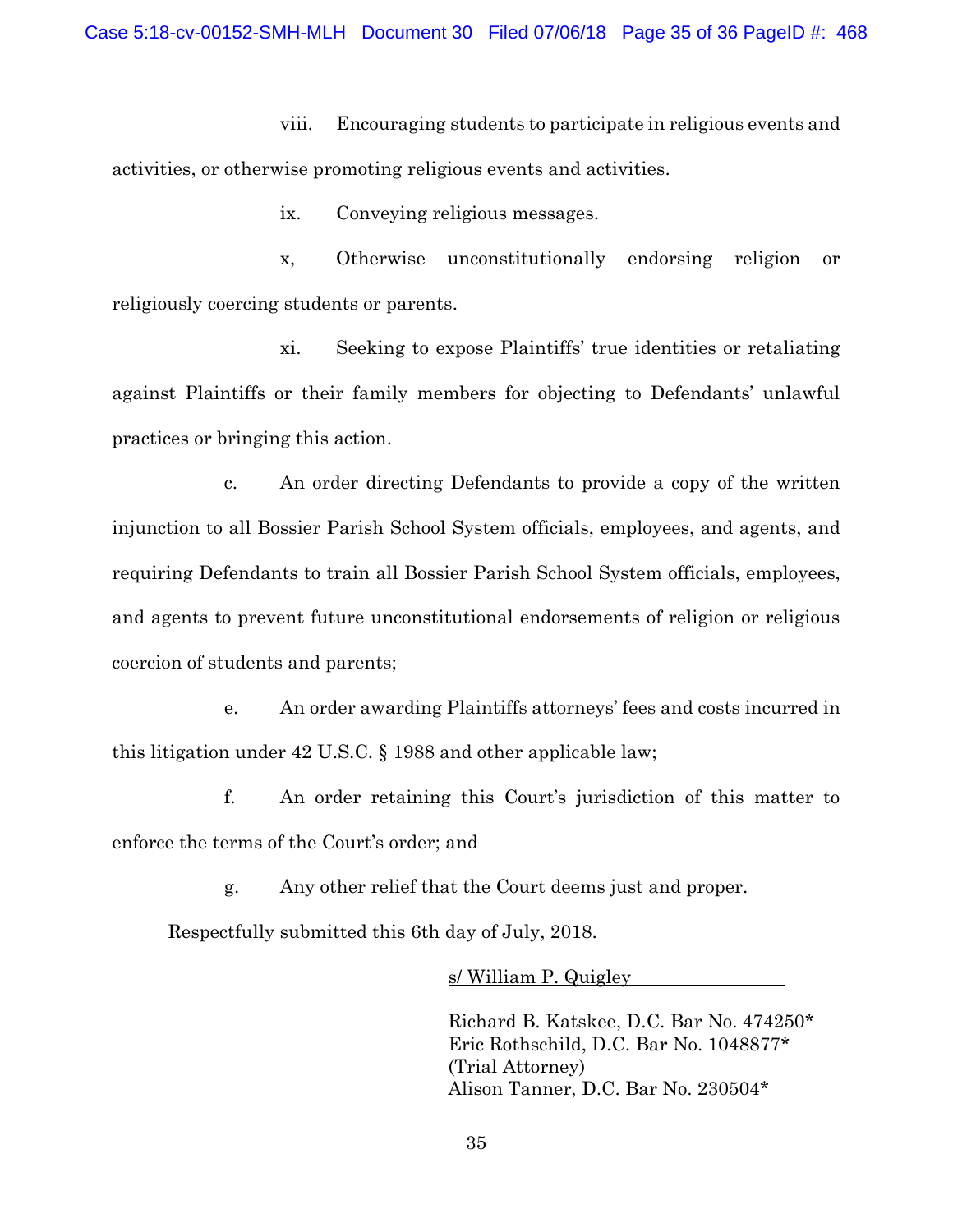viii. Encouraging students to participate in religious events and activities, or otherwise promoting religious events and activities.

ix. Conveying religious messages.

x, Otherwise unconstitutionally endorsing religion or religiously coercing students or parents.

xi. Seeking to expose Plaintiffs' true identities or retaliating against Plaintiffs or their family members for objecting to Defendants' unlawful practices or bringing this action.

c. An order directing Defendants to provide a copy of the written injunction to all Bossier Parish School System officials, employees, and agents, and requiring Defendants to train all Bossier Parish School System officials, employees, and agents to prevent future unconstitutional endorsements of religion or religious coercion of students and parents;

e. An order awarding Plaintiffs attorneys' fees and costs incurred in this litigation under 42 U.S.C. § 1988 and other applicable law;

f. An order retaining this Court's jurisdiction of this matter to enforce the terms of the Court's order; and

g. Any other relief that the Court deems just and proper.

Respectfully submitted this 6th day of July, 2018.

s/ William P. Quigley

Richard B. Katskee, D.C. Bar No. 474250*
Eric Rothschild, D.C. Bar No. 1048877*
(Trial Attorney)
Alison Tanner, D.C. Bar No. 230504*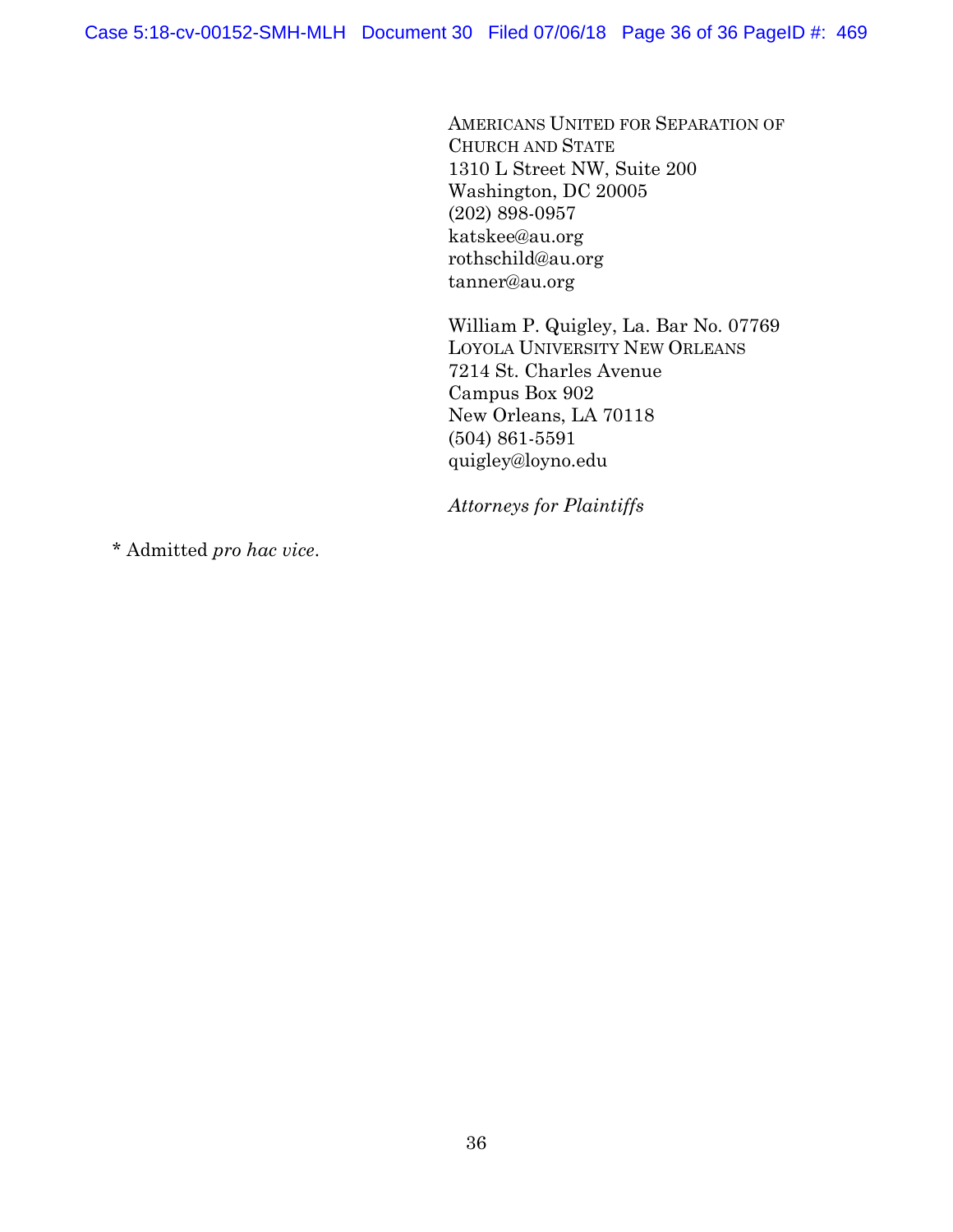AMERICANS UNITED FOR SEPARATION OF CHURCH AND STATE
1310 L Street NW, Suite 200
Washington, DC 20005
(202) 898-0957
katskee@au.org
rothschild@au.org
tanner@au.org

William P. Quigley, La. Bar No. 07769
LOYOLA UNIVERSITY NEW ORLEANS
7214 St. Charles Avenue
Campus Box 902
New Orleans, LA 70118
(504) 861-5591
quigley@loyno.edu

*Attorneys for Plaintiffs*

\* Admitted *pro hac vice*.